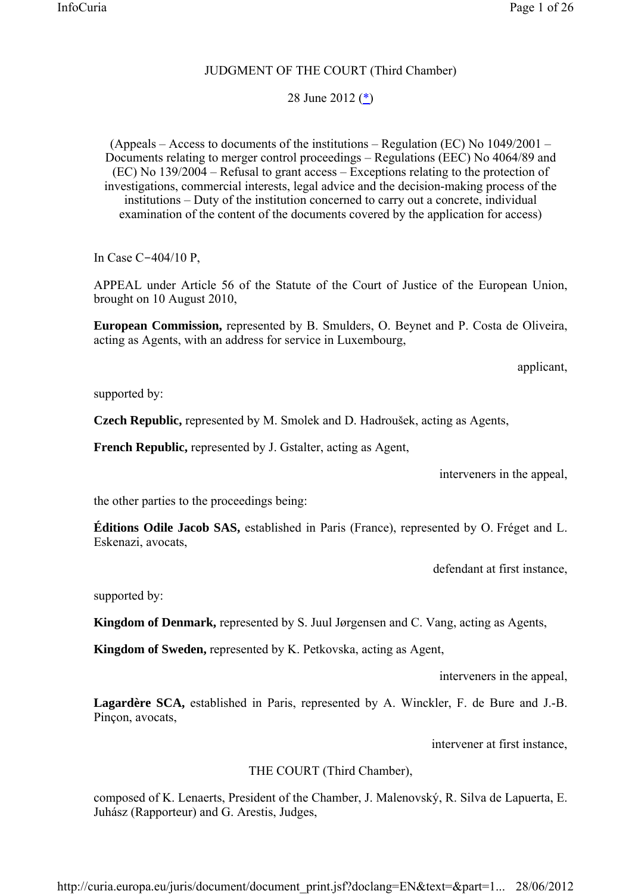JUDGMENT OF THE COURT (Third Chamber)

28 June 2012 (*)

(Appeals – Access to documents of the institutions – Regulation (EC) No 1049/2001 – Documents relating to merger control proceedings – Regulations (EEC) No 4064/89 and (EC) No 139/2004 – Refusal to grant access – Exceptions relating to the protection of investigations, commercial interests, legal advice and the decision-making process of the institutions – Duty of the institution concerned to carry out a concrete, individual examination of the content of the documents covered by the application for access)

In Case C‑404/10 P,

APPEAL under Article 56 of the Statute of the Court of Justice of the European Union, brought on 10 August 2010,

**European Commission,** represented by B. Smulders, O. Beynet and P. Costa de Oliveira, acting as Agents, with an address for service in Luxembourg,

applicant,

supported by:

**Czech Republic,** represented by M. Smolek and D. Hadroušek, acting as Agents,

**French Republic,** represented by J. Gstalter, acting as Agent,

interveners in the appeal,

the other parties to the proceedings being:

**Éditions Odile Jacob SAS,** established in Paris (France), represented by O. Fréget and L. Eskenazi, avocats,

defendant at first instance,

supported by:

**Kingdom of Denmark,** represented by S. Juul Jørgensen and C. Vang, acting as Agents,

**Kingdom of Sweden,** represented by K. Petkovska, acting as Agent,

interveners in the appeal,

**Lagardère SCA,** established in Paris, represented by A. Winckler, F. de Bure and J.-B. Pinçon, avocats,

intervener at first instance,

THE COURT (Third Chamber),

composed of K. Lenaerts, President of the Chamber, J. Malenovský, R. Silva de Lapuerta, E. Juhász (Rapporteur) and G. Arestis, Judges,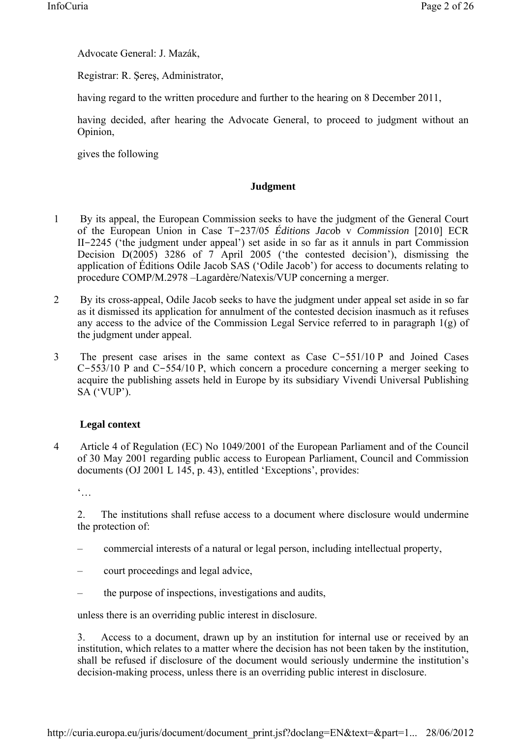Advocate General: J. Mazák,

Registrar: R. Şereş, Administrator,

having regard to the written procedure and further to the hearing on 8 December 2011,

having decided, after hearing the Advocate General, to proceed to judgment without an Opinion,

gives the following

## Judgment

1 By its appeal, the European Commission seeks to have the judgment of the General Court of the European Union in Case T‑237/05 *Éditions Jacob* v *Commission* [2010] ECR II‑2245 ('the judgment under appeal') set aside in so far as it annuls in part Commission Decision D(2005) 3286 of 7 April 2005 ('the contested decision'), dismissing the application of Éditions Odile Jacob SAS ('Odile Jacob') for access to documents relating to procedure COMP/M.2978 –Lagardère/Natexis/VUP concerning a merger.

2 By its cross-appeal, Odile Jacob seeks to have the judgment under appeal set aside in so far as it dismissed its application for annulment of the contested decision inasmuch as it refuses any access to the advice of the Commission Legal Service referred to in paragraph 1(g) of the judgment under appeal.

3 The present case arises in the same context as Case C‑551/10 P and Joined Cases C‑553/10 P and C‑554/10 P, which concern a procedure concerning a merger seeking to acquire the publishing assets held in Europe by its subsidiary Vivendi Universal Publishing SA ('VUP').

### Legal context

4 Article 4 of Regulation (EC) No 1049/2001 of the European Parliament and of the Council of 30 May 2001 regarding public access to European Parliament, Council and Commission documents (OJ 2001 L 145, p. 43), entitled 'Exceptions', provides:

'…

2. The institutions shall refuse access to a document where disclosure would undermine the protection of:

– commercial interests of a natural or legal person, including intellectual property,

– court proceedings and legal advice,

– the purpose of inspections, investigations and audits,

unless there is an overriding public interest in disclosure.

3. Access to a document, drawn up by an institution for internal use or received by an institution, which relates to a matter where the decision has not been taken by the institution, shall be refused if disclosure of the document would seriously undermine the institution's decision-making process, unless there is an overriding public interest in disclosure.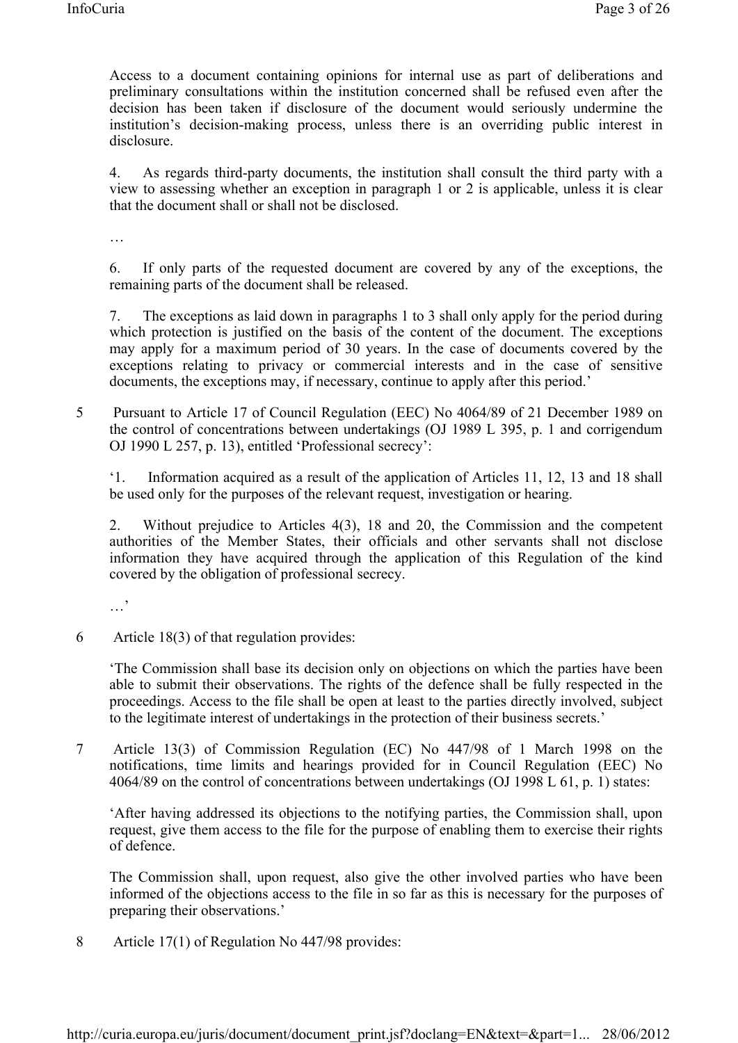Access to a document containing opinions for internal use as part of deliberations and preliminary consultations within the institution concerned shall be refused even after the decision has been taken if disclosure of the document would seriously undermine the institution's decision-making process, unless there is an overriding public interest in disclosure.

4. As regards third-party documents, the institution shall consult the third party with a view to assessing whether an exception in paragraph 1 or 2 is applicable, unless it is clear that the document shall or shall not be disclosed.

…

6. If only parts of the requested document are covered by any of the exceptions, the remaining parts of the document shall be released.

7. The exceptions as laid down in paragraphs 1 to 3 shall only apply for the period during which protection is justified on the basis of the content of the document. The exceptions may apply for a maximum period of 30 years. In the case of documents covered by the exceptions relating to privacy or commercial interests and in the case of sensitive documents, the exceptions may, if necessary, continue to apply after this period.'

5 Pursuant to Article 17 of Council Regulation (EEC) No 4064/89 of 21 December 1989 on the control of concentrations between undertakings (OJ 1989 L 395, p. 1 and corrigendum OJ 1990 L 257, p. 13), entitled 'Professional secrecy':

'1. Information acquired as a result of the application of Articles 11, 12, 13 and 18 shall be used only for the purposes of the relevant request, investigation or hearing.

2. Without prejudice to Articles 4(3), 18 and 20, the Commission and the competent authorities of the Member States, their officials and other servants shall not disclose information they have acquired through the application of this Regulation of the kind covered by the obligation of professional secrecy.

…'

6 Article 18(3) of that regulation provides:

'The Commission shall base its decision only on objections on which the parties have been able to submit their observations. The rights of the defence shall be fully respected in the proceedings. Access to the file shall be open at least to the parties directly involved, subject to the legitimate interest of undertakings in the protection of their business secrets.'

7 Article 13(3) of Commission Regulation (EC) No 447/98 of 1 March 1998 on the notifications, time limits and hearings provided for in Council Regulation (EEC) No 4064/89 on the control of concentrations between undertakings (OJ 1998 L 61, p. 1) states:

'After having addressed its objections to the notifying parties, the Commission shall, upon request, give them access to the file for the purpose of enabling them to exercise their rights of defence.

The Commission shall, upon request, also give the other involved parties who have been informed of the objections access to the file in so far as this is necessary for the purposes of preparing their observations.'

8 Article 17(1) of Regulation No 447/98 provides: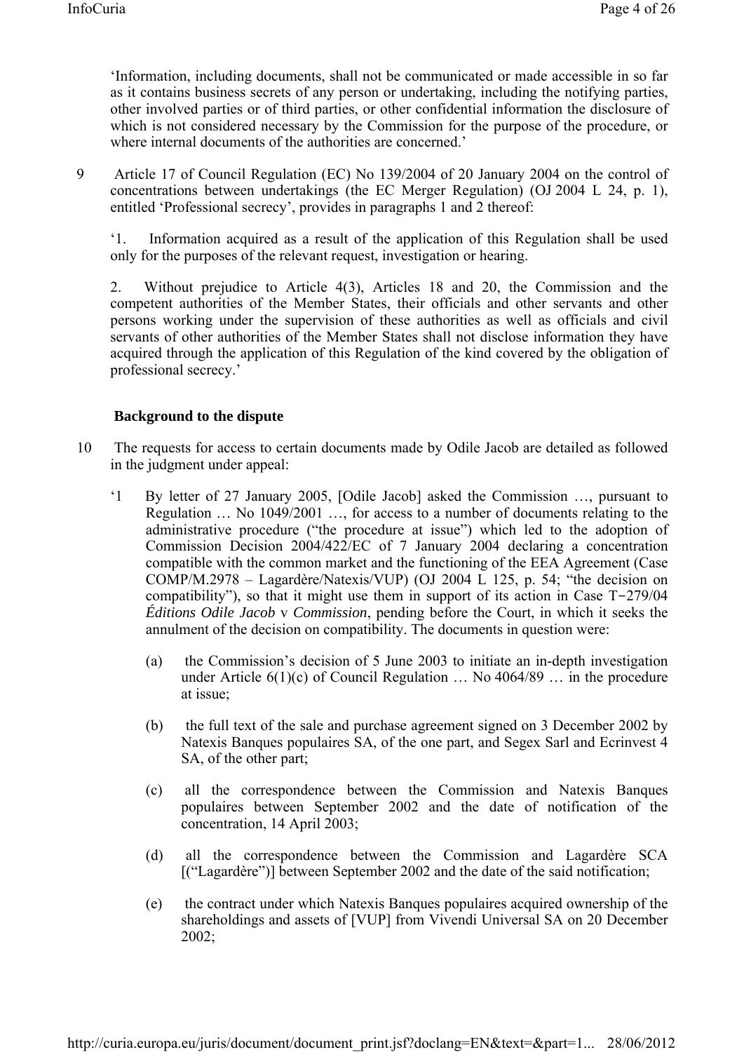'Information, including documents, shall not be communicated or made accessible in so far as it contains business secrets of any person or undertaking, including the notifying parties, other involved parties or of third parties, or other confidential information the disclosure of which is not considered necessary by the Commission for the purpose of the procedure, or where internal documents of the authorities are concerned.'

9 Article 17 of Council Regulation (EC) No 139/2004 of 20 January 2004 on the control of concentrations between undertakings (the EC Merger Regulation) (OJ 2004 L 24, p. 1), entitled 'Professional secrecy', provides in paragraphs 1 and 2 thereof:

'1. Information acquired as a result of the application of this Regulation shall be used only for the purposes of the relevant request, investigation or hearing.

2. Without prejudice to Article 4(3), Articles 18 and 20, the Commission and the competent authorities of the Member States, their officials and other servants and other persons working under the supervision of these authorities as well as officials and civil servants of other authorities of the Member States shall not disclose information they have acquired through the application of this Regulation of the kind covered by the obligation of professional secrecy.'

## Background to the dispute

10 The requests for access to certain documents made by Odile Jacob are detailed as followed in the judgment under appeal:

'1 By letter of 27 January 2005, [Odile Jacob] asked the Commission …, pursuant to Regulation … No 1049/2001 …, for access to a number of documents relating to the administrative procedure ("the procedure at issue") which led to the adoption of Commission Decision 2004/422/EC of 7 January 2004 declaring a concentration compatible with the common market and the functioning of the EEA Agreement (Case COMP/M.2978 – Lagardère/Natexis/VUP) (OJ 2004 L 125, p. 54; "the decision on compatibility"), so that it might use them in support of its action in Case T-279/04 *Éditions Odile Jacob* v *Commission*, pending before the Court, in which it seeks the annulment of the decision on compatibility. The documents in question were:

(a) the Commission's decision of 5 June 2003 to initiate an in-depth investigation under Article 6(1)(c) of Council Regulation … No 4064/89 … in the procedure at issue;

(b) the full text of the sale and purchase agreement signed on 3 December 2002 by Natexis Banques populaires SA, of the one part, and Segex Sarl and Ecrinvest 4 SA, of the other part;

(c) all the correspondence between the Commission and Natexis Banques populaires between September 2002 and the date of notification of the concentration, 14 April 2003;

(d) all the correspondence between the Commission and Lagardère SCA [("Lagardère")] between September 2002 and the date of the said notification;

(e) the contract under which Natexis Banques populaires acquired ownership of the shareholdings and assets of [VUP] from Vivendi Universal SA on 20 December 2002;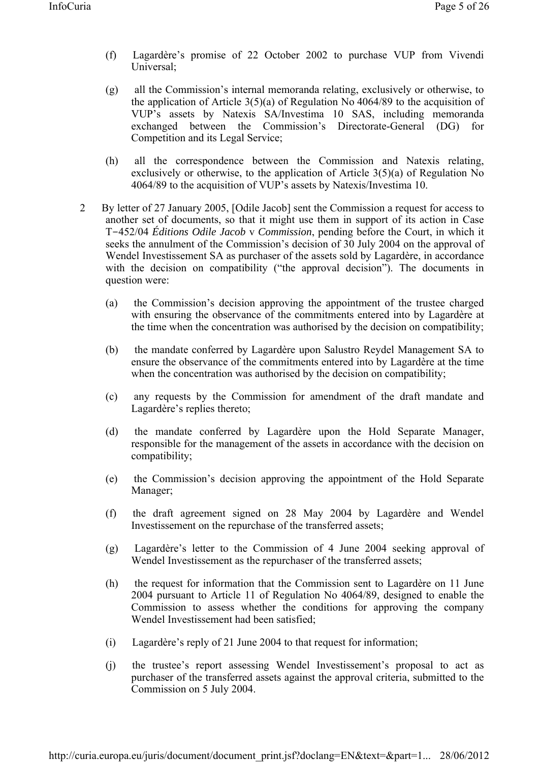(f) Lagardère's promise of 22 October 2002 to purchase VUP from Vivendi Universal;

(g) all the Commission's internal memoranda relating, exclusively or otherwise, to the application of Article 3(5)(a) of Regulation No 4064/89 to the acquisition of VUP's assets by Natexis SA/Investima 10 SAS, including memoranda exchanged between the Commission's Directorate-General (DG) for Competition and its Legal Service;

(h) all the correspondence between the Commission and Natexis relating, exclusively or otherwise, to the application of Article 3(5)(a) of Regulation No 4064/89 to the acquisition of VUP's assets by Natexis/Investima 10.

2 By letter of 27 January 2005, [Odile Jacob] sent the Commission a request for access to another set of documents, so that it might use them in support of its action in Case T‑452/04 *Éditions Odile Jacob* v *Commission*, pending before the Court, in which it seeks the annulment of the Commission's decision of 30 July 2004 on the approval of Wendel Investissement SA as purchaser of the assets sold by Lagardère, in accordance with the decision on compatibility ("the approval decision"). The documents in question were:

(a) the Commission's decision approving the appointment of the trustee charged with ensuring the observance of the commitments entered into by Lagardère at the time when the concentration was authorised by the decision on compatibility;

(b) the mandate conferred by Lagardère upon Salustro Reydel Management SA to ensure the observance of the commitments entered into by Lagardère at the time when the concentration was authorised by the decision on compatibility;

(c) any requests by the Commission for amendment of the draft mandate and Lagardère's replies thereto;

(d) the mandate conferred by Lagardère upon the Hold Separate Manager, responsible for the management of the assets in accordance with the decision on compatibility;

(e) the Commission's decision approving the appointment of the Hold Separate Manager;

(f) the draft agreement signed on 28 May 2004 by Lagardère and Wendel Investissement on the repurchase of the transferred assets;

(g) Lagardère's letter to the Commission of 4 June 2004 seeking approval of Wendel Investissement as the repurchaser of the transferred assets;

(h) the request for information that the Commission sent to Lagardère on 11 June 2004 pursuant to Article 11 of Regulation No 4064/89, designed to enable the Commission to assess whether the conditions for approving the company Wendel Investissement had been satisfied;

(i) Lagardère's reply of 21 June 2004 to that request for information;

(j) the trustee's report assessing Wendel Investissement's proposal to act as purchaser of the transferred assets against the approval criteria, submitted to the Commission on 5 July 2004.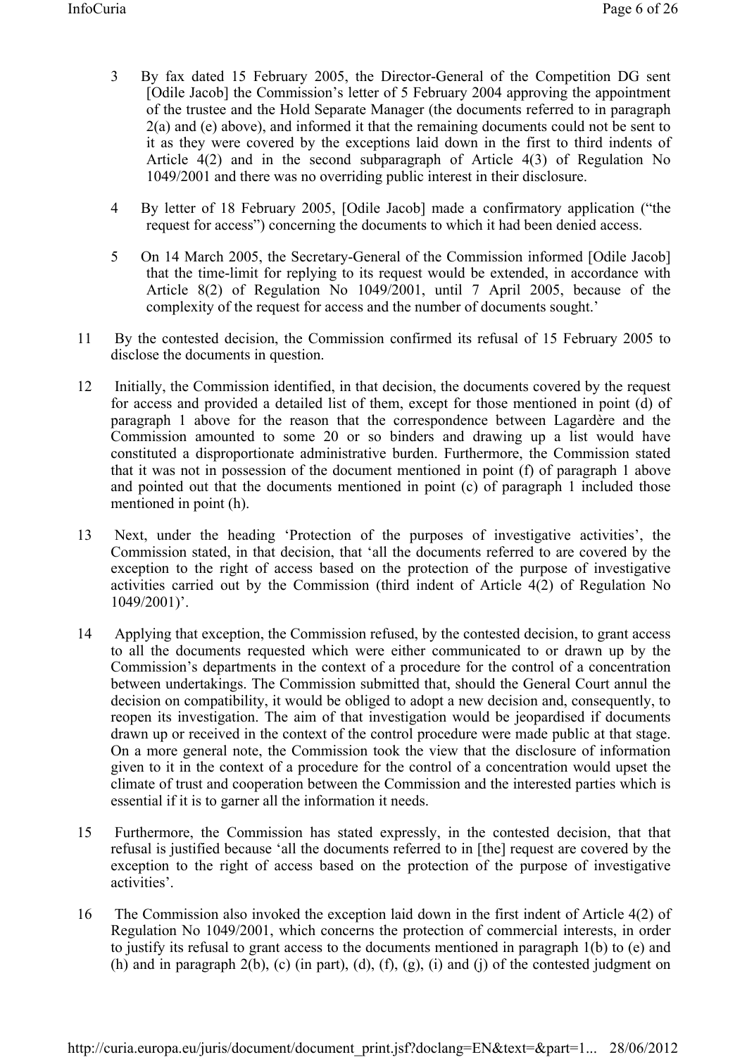3 By fax dated 15 February 2005, the Director-General of the Competition DG sent [Odile Jacob] the Commission's letter of 5 February 2004 approving the appointment of the trustee and the Hold Separate Manager (the documents referred to in paragraph 2(a) and (e) above), and informed it that the remaining documents could not be sent to it as they were covered by the exceptions laid down in the first to third indents of Article 4(2) and in the second subparagraph of Article 4(3) of Regulation No 1049/2001 and there was no overriding public interest in their disclosure.

4 By letter of 18 February 2005, [Odile Jacob] made a confirmatory application ("the request for access") concerning the documents to which it had been denied access.

5 On 14 March 2005, the Secretary-General of the Commission informed [Odile Jacob] that the time-limit for replying to its request would be extended, in accordance with Article 8(2) of Regulation No 1049/2001, until 7 April 2005, because of the complexity of the request for access and the number of documents sought.'

11 By the contested decision, the Commission confirmed its refusal of 15 February 2005 to disclose the documents in question.

12 Initially, the Commission identified, in that decision, the documents covered by the request for access and provided a detailed list of them, except for those mentioned in point (d) of paragraph 1 above for the reason that the correspondence between Lagardère and the Commission amounted to some 20 or so binders and drawing up a list would have constituted a disproportionate administrative burden. Furthermore, the Commission stated that it was not in possession of the document mentioned in point (f) of paragraph 1 above and pointed out that the documents mentioned in point (c) of paragraph 1 included those mentioned in point (h).

13 Next, under the heading 'Protection of the purposes of investigative activities', the Commission stated, in that decision, that 'all the documents referred to are covered by the exception to the right of access based on the protection of the purpose of investigative activities carried out by the Commission (third indent of Article 4(2) of Regulation No 1049/2001)'.

14 Applying that exception, the Commission refused, by the contested decision, to grant access to all the documents requested which were either communicated to or drawn up by the Commission's departments in the context of a procedure for the control of a concentration between undertakings. The Commission submitted that, should the General Court annul the decision on compatibility, it would be obliged to adopt a new decision and, consequently, to reopen its investigation. The aim of that investigation would be jeopardised if documents drawn up or received in the context of the control procedure were made public at that stage. On a more general note, the Commission took the view that the disclosure of information given to it in the context of a procedure for the control of a concentration would upset the climate of trust and cooperation between the Commission and the interested parties which is essential if it is to garner all the information it needs.

15 Furthermore, the Commission has stated expressly, in the contested decision, that that refusal is justified because 'all the documents referred to in [the] request are covered by the exception to the right of access based on the protection of the purpose of investigative activities'.

16 The Commission also invoked the exception laid down in the first indent of Article 4(2) of Regulation No 1049/2001, which concerns the protection of commercial interests, in order to justify its refusal to grant access to the documents mentioned in paragraph 1(b) to (e) and (h) and in paragraph 2(b), (c) (in part), (d), (f), (g), (i) and (j) of the contested judgment on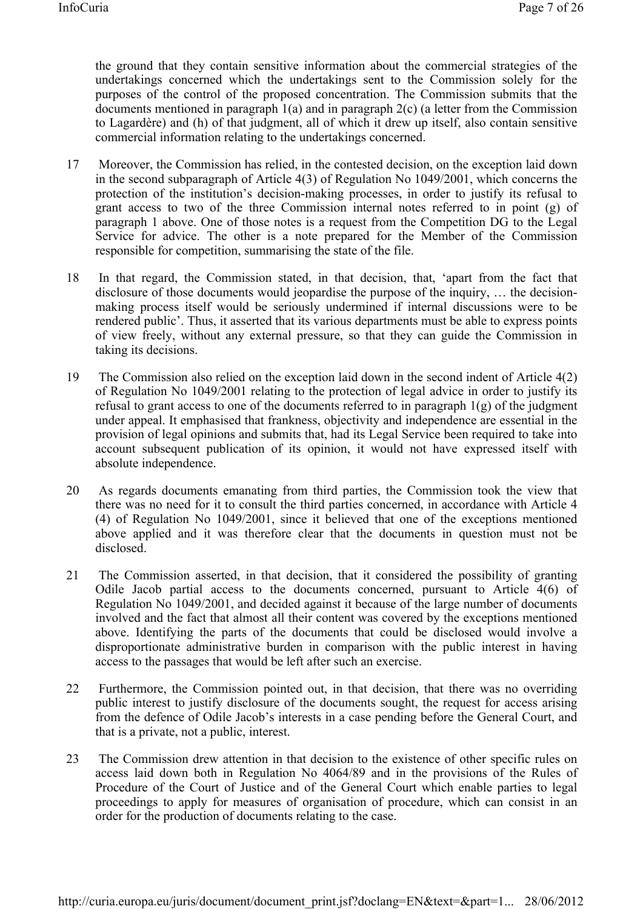the ground that they contain sensitive information about the commercial strategies of the undertakings concerned which the undertakings sent to the Commission solely for the purposes of the control of the proposed concentration. The Commission submits that the documents mentioned in paragraph 1(a) and in paragraph 2(c) (a letter from the Commission to Lagardère) and (h) of that judgment, all of which it drew up itself, also contain sensitive commercial information relating to the undertakings concerned.

17 Moreover, the Commission has relied, in the contested decision, on the exception laid down in the second subparagraph of Article 4(3) of Regulation No 1049/2001, which concerns the protection of the institution's decision-making processes, in order to justify its refusal to grant access to two of the three Commission internal notes referred to in point (g) of paragraph 1 above. One of those notes is a request from the Competition DG to the Legal Service for advice. The other is a note prepared for the Member of the Commission responsible for competition, summarising the state of the file.

18 In that regard, the Commission stated, in that decision, that, 'apart from the fact that disclosure of those documents would jeopardise the purpose of the inquiry, … the decision-making process itself would be seriously undermined if internal discussions were to be rendered public'. Thus, it asserted that its various departments must be able to express points of view freely, without any external pressure, so that they can guide the Commission in taking its decisions.

19 The Commission also relied on the exception laid down in the second indent of Article 4(2) of Regulation No 1049/2001 relating to the protection of legal advice in order to justify its refusal to grant access to one of the documents referred to in paragraph 1(g) of the judgment under appeal. It emphasised that frankness, objectivity and independence are essential in the provision of legal opinions and submits that, had its Legal Service been required to take into account subsequent publication of its opinion, it would not have expressed itself with absolute independence.

20 As regards documents emanating from third parties, the Commission took the view that there was no need for it to consult the third parties concerned, in accordance with Article 4 (4) of Regulation No 1049/2001, since it believed that one of the exceptions mentioned above applied and it was therefore clear that the documents in question must not be disclosed.

21 The Commission asserted, in that decision, that it considered the possibility of granting Odile Jacob partial access to the documents concerned, pursuant to Article 4(6) of Regulation No 1049/2001, and decided against it because of the large number of documents involved and the fact that almost all their content was covered by the exceptions mentioned above. Identifying the parts of the documents that could be disclosed would involve a disproportionate administrative burden in comparison with the public interest in having access to the passages that would be left after such an exercise.

22 Furthermore, the Commission pointed out, in that decision, that there was no overriding public interest to justify disclosure of the documents sought, the request for access arising from the defence of Odile Jacob's interests in a case pending before the General Court, and that is a private, not a public, interest.

23 The Commission drew attention in that decision to the existence of other specific rules on access laid down both in Regulation No 4064/89 and in the provisions of the Rules of Procedure of the Court of Justice and of the General Court which enable parties to legal proceedings to apply for measures of organisation of procedure, which can consist in an order for the production of documents relating to the case.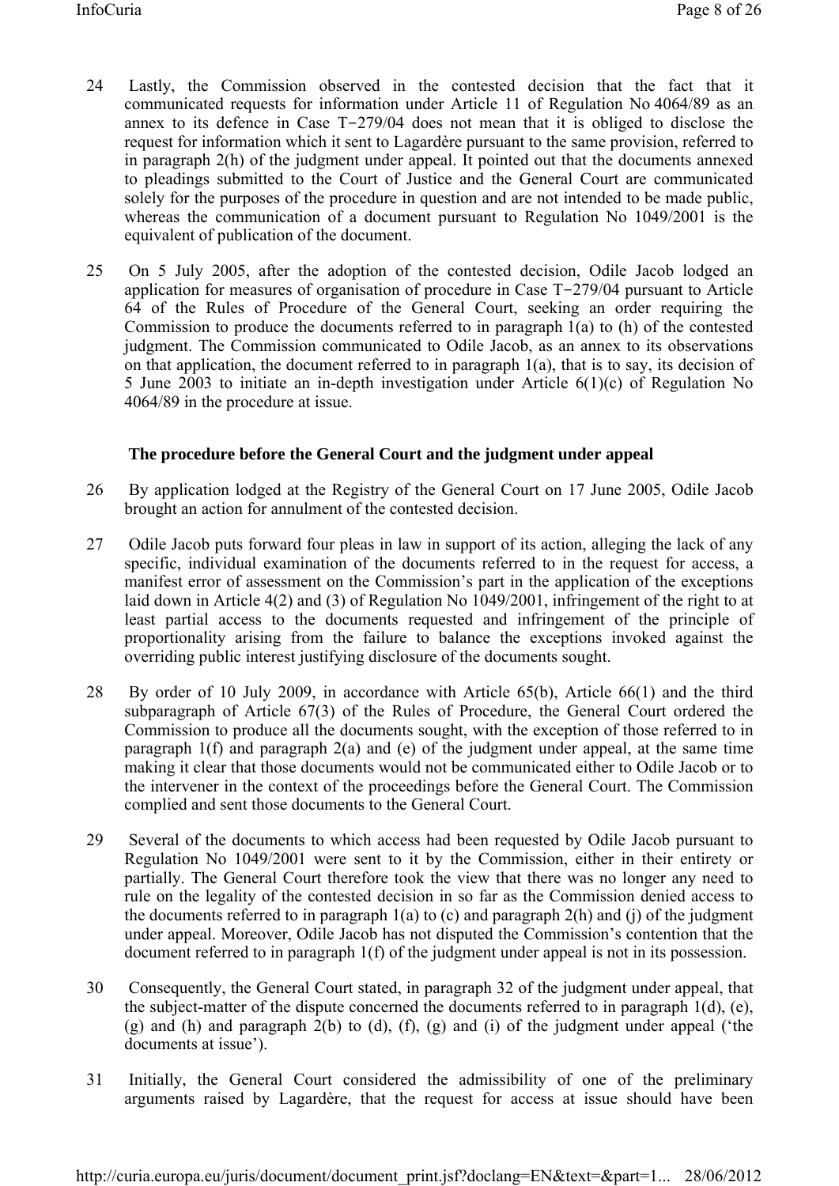24 Lastly, the Commission observed in the contested decision that the fact that it communicated requests for information under Article 11 of Regulation No 4064/89 as an annex to its defence in Case T‑279/04 does not mean that it is obliged to disclose the request for information which it sent to Lagardère pursuant to the same provision, referred to in paragraph 2(h) of the judgment under appeal. It pointed out that the documents annexed to pleadings submitted to the Court of Justice and the General Court are communicated solely for the purposes of the procedure in question and are not intended to be made public, whereas the communication of a document pursuant to Regulation No 1049/2001 is the equivalent of publication of the document.

25 On 5 July 2005, after the adoption of the contested decision, Odile Jacob lodged an application for measures of organisation of procedure in Case T‑279/04 pursuant to Article 64 of the Rules of Procedure of the General Court, seeking an order requiring the Commission to produce the documents referred to in paragraph 1(a) to (h) of the contested judgment. The Commission communicated to Odile Jacob, as an annex to its observations on that application, the document referred to in paragraph 1(a), that is to say, its decision of 5 June 2003 to initiate an in-depth investigation under Article 6(1)(c) of Regulation No 4064/89 in the procedure at issue.

### The procedure before the General Court and the judgment under appeal

26 By application lodged at the Registry of the General Court on 17 June 2005, Odile Jacob brought an action for annulment of the contested decision.

27 Odile Jacob puts forward four pleas in law in support of its action, alleging the lack of any specific, individual examination of the documents referred to in the request for access, a manifest error of assessment on the Commission's part in the application of the exceptions laid down in Article 4(2) and (3) of Regulation No 1049/2001, infringement of the right to at least partial access to the documents requested and infringement of the principle of proportionality arising from the failure to balance the exceptions invoked against the overriding public interest justifying disclosure of the documents sought.

28 By order of 10 July 2009, in accordance with Article 65(b), Article 66(1) and the third subparagraph of Article 67(3) of the Rules of Procedure, the General Court ordered the Commission to produce all the documents sought, with the exception of those referred to in paragraph 1(f) and paragraph 2(a) and (e) of the judgment under appeal, at the same time making it clear that those documents would not be communicated either to Odile Jacob or to the intervener in the context of the proceedings before the General Court. The Commission complied and sent those documents to the General Court.

29 Several of the documents to which access had been requested by Odile Jacob pursuant to Regulation No 1049/2001 were sent to it by the Commission, either in their entirety or partially. The General Court therefore took the view that there was no longer any need to rule on the legality of the contested decision in so far as the Commission denied access to the documents referred to in paragraph 1(a) to (c) and paragraph 2(h) and (j) of the judgment under appeal. Moreover, Odile Jacob has not disputed the Commission's contention that the document referred to in paragraph 1(f) of the judgment under appeal is not in its possession.

30 Consequently, the General Court stated, in paragraph 32 of the judgment under appeal, that the subject-matter of the dispute concerned the documents referred to in paragraph 1(d), (e), (g) and (h) and paragraph 2(b) to (d), (f), (g) and (i) of the judgment under appeal ('the documents at issue').

31 Initially, the General Court considered the admissibility of one of the preliminary arguments raised by Lagardère, that the request for access at issue should have been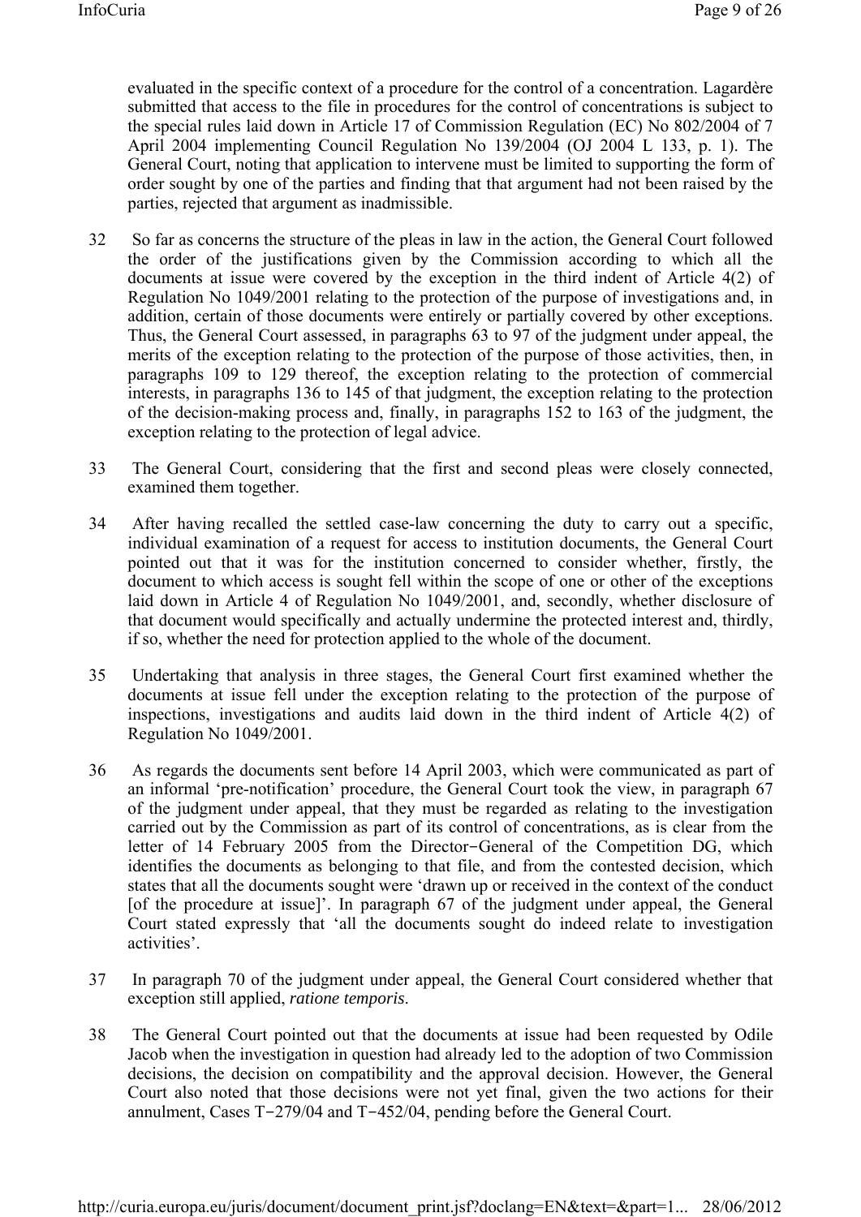evaluated in the specific context of a procedure for the control of a concentration. Lagardère submitted that access to the file in procedures for the control of concentrations is subject to the special rules laid down in Article 17 of Commission Regulation (EC) No 802/2004 of 7 April 2004 implementing Council Regulation No 139/2004 (OJ 2004 L 133, p. 1). The General Court, noting that application to intervene must be limited to supporting the form of order sought by one of the parties and finding that that argument had not been raised by the parties, rejected that argument as inadmissible.

32 So far as concerns the structure of the pleas in law in the action, the General Court followed the order of the justifications given by the Commission according to which all the documents at issue were covered by the exception in the third indent of Article 4(2) of Regulation No 1049/2001 relating to the protection of the purpose of investigations and, in addition, certain of those documents were entirely or partially covered by other exceptions. Thus, the General Court assessed, in paragraphs 63 to 97 of the judgment under appeal, the merits of the exception relating to the protection of the purpose of those activities, then, in paragraphs 109 to 129 thereof, the exception relating to the protection of commercial interests, in paragraphs 136 to 145 of that judgment, the exception relating to the protection of the decision-making process and, finally, in paragraphs 152 to 163 of the judgment, the exception relating to the protection of legal advice.

33 The General Court, considering that the first and second pleas were closely connected, examined them together.

34 After having recalled the settled case-law concerning the duty to carry out a specific, individual examination of a request for access to institution documents, the General Court pointed out that it was for the institution concerned to consider whether, firstly, the document to which access is sought fell within the scope of one or other of the exceptions laid down in Article 4 of Regulation No 1049/2001, and, secondly, whether disclosure of that document would specifically and actually undermine the protected interest and, thirdly, if so, whether the need for protection applied to the whole of the document.

35 Undertaking that analysis in three stages, the General Court first examined whether the documents at issue fell under the exception relating to the protection of the purpose of inspections, investigations and audits laid down in the third indent of Article 4(2) of Regulation No 1049/2001.

36 As regards the documents sent before 14 April 2003, which were communicated as part of an informal 'pre-notification' procedure, the General Court took the view, in paragraph 67 of the judgment under appeal, that they must be regarded as relating to the investigation carried out by the Commission as part of its control of concentrations, as is clear from the letter of 14 February 2005 from the Director-General of the Competition DG, which identifies the documents as belonging to that file, and from the contested decision, which states that all the documents sought were 'drawn up or received in the context of the conduct [of the procedure at issue]'. In paragraph 67 of the judgment under appeal, the General Court stated expressly that 'all the documents sought do indeed relate to investigation activities'.

37 In paragraph 70 of the judgment under appeal, the General Court considered whether that exception still applied, *ratione temporis*.

38 The General Court pointed out that the documents at issue had been requested by Odile Jacob when the investigation in question had already led to the adoption of two Commission decisions, the decision on compatibility and the approval decision. However, the General Court also noted that those decisions were not yet final, given the two actions for their annulment, Cases T-279/04 and T-452/04, pending before the General Court.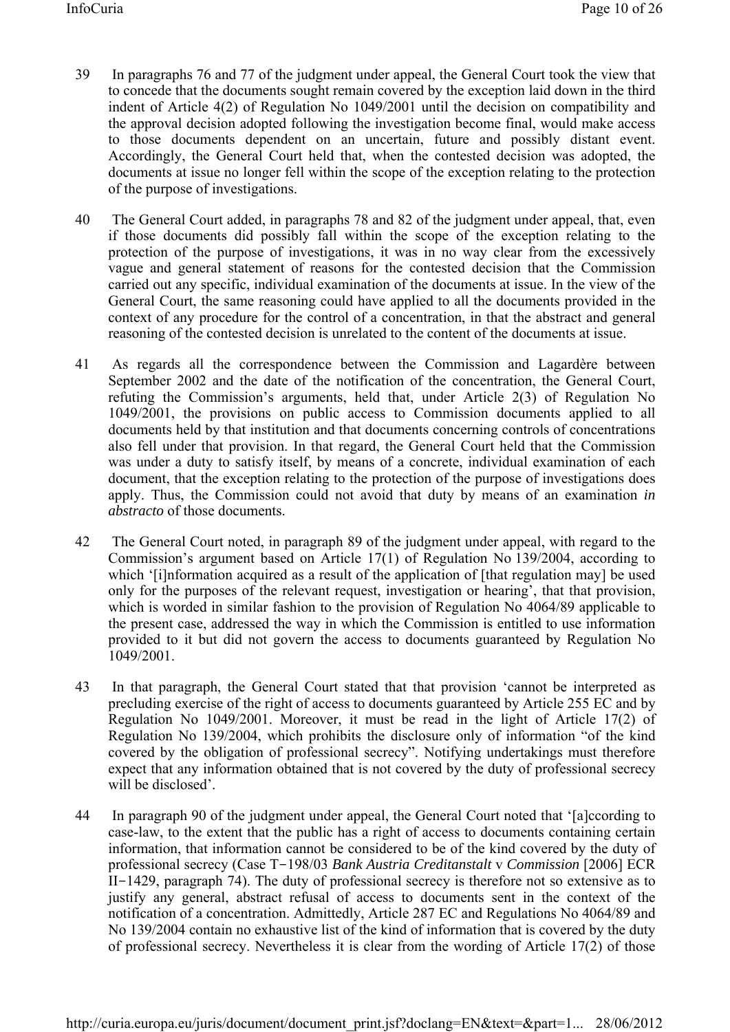39 In paragraphs 76 and 77 of the judgment under appeal, the General Court took the view that to concede that the documents sought remain covered by the exception laid down in the third indent of Article 4(2) of Regulation No 1049/2001 until the decision on compatibility and the approval decision adopted following the investigation become final, would make access to those documents dependent on an uncertain, future and possibly distant event. Accordingly, the General Court held that, when the contested decision was adopted, the documents at issue no longer fell within the scope of the exception relating to the protection of the purpose of investigations.

40 The General Court added, in paragraphs 78 and 82 of the judgment under appeal, that, even if those documents did possibly fall within the scope of the exception relating to the protection of the purpose of investigations, it was in no way clear from the excessively vague and general statement of reasons for the contested decision that the Commission carried out any specific, individual examination of the documents at issue. In the view of the General Court, the same reasoning could have applied to all the documents provided in the context of any procedure for the control of a concentration, in that the abstract and general reasoning of the contested decision is unrelated to the content of the documents at issue.

41 As regards all the correspondence between the Commission and Lagardère between September 2002 and the date of the notification of the concentration, the General Court, refuting the Commission's arguments, held that, under Article 2(3) of Regulation No 1049/2001, the provisions on public access to Commission documents applied to all documents held by that institution and that documents concerning controls of concentrations also fell under that provision. In that regard, the General Court held that the Commission was under a duty to satisfy itself, by means of a concrete, individual examination of each document, that the exception relating to the protection of the purpose of investigations does apply. Thus, the Commission could not avoid that duty by means of an examination *in abstracto* of those documents.

42 The General Court noted, in paragraph 89 of the judgment under appeal, with regard to the Commission's argument based on Article 17(1) of Regulation No 139/2004, according to which '[i]nformation acquired as a result of the application of [that regulation may] be used only for the purposes of the relevant request, investigation or hearing', that that provision, which is worded in similar fashion to the provision of Regulation No 4064/89 applicable to the present case, addressed the way in which the Commission is entitled to use information provided to it but did not govern the access to documents guaranteed by Regulation No 1049/2001.

43 In that paragraph, the General Court stated that that provision 'cannot be interpreted as precluding exercise of the right of access to documents guaranteed by Article 255 EC and by Regulation No 1049/2001. Moreover, it must be read in the light of Article 17(2) of Regulation No 139/2004, which prohibits the disclosure only of information "of the kind covered by the obligation of professional secrecy". Notifying undertakings must therefore expect that any information obtained that is not covered by the duty of professional secrecy will be disclosed'.

44 In paragraph 90 of the judgment under appeal, the General Court noted that '[a]ccording to case-law, to the extent that the public has a right of access to documents containing certain information, that information cannot be considered to be of the kind covered by the duty of professional secrecy (Case T-198/03 *Bank Austria Creditanstalt* v *Commission* [2006] ECR II-1429, paragraph 74). The duty of professional secrecy is therefore not so extensive as to justify any general, abstract refusal of access to documents sent in the context of the notification of a concentration. Admittedly, Article 287 EC and Regulations No 4064/89 and No 139/2004 contain no exhaustive list of the kind of information that is covered by the duty of professional secrecy. Nevertheless it is clear from the wording of Article 17(2) of those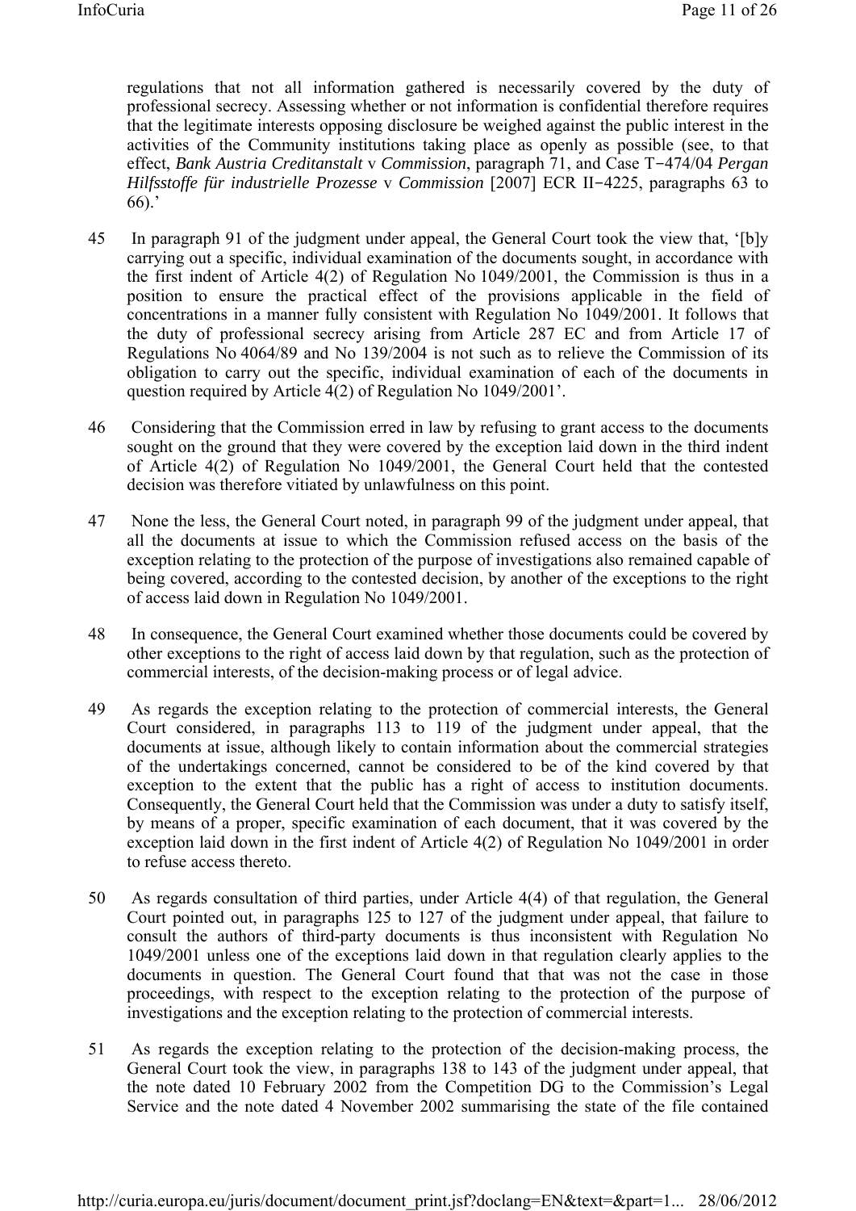regulations that not all information gathered is necessarily covered by the duty of professional secrecy. Assessing whether or not information is confidential therefore requires that the legitimate interests opposing disclosure be weighed against the public interest in the activities of the Community institutions taking place as openly as possible (see, to that effect, *Bank Austria Creditanstalt* v *Commission*, paragraph 71, and Case T‑474/04 *Pergan Hilfsstoffe für industrielle Prozesse* v *Commission* [2007] ECR II‑4225, paragraphs 63 to 66).'

45 In paragraph 91 of the judgment under appeal, the General Court took the view that, '[b]y carrying out a specific, individual examination of the documents sought, in accordance with the first indent of Article 4(2) of Regulation No 1049/2001, the Commission is thus in a position to ensure the practical effect of the provisions applicable in the field of concentrations in a manner fully consistent with Regulation No 1049/2001. It follows that the duty of professional secrecy arising from Article 287 EC and from Article 17 of Regulations No 4064/89 and No 139/2004 is not such as to relieve the Commission of its obligation to carry out the specific, individual examination of each of the documents in question required by Article 4(2) of Regulation No 1049/2001'.

46 Considering that the Commission erred in law by refusing to grant access to the documents sought on the ground that they were covered by the exception laid down in the third indent of Article 4(2) of Regulation No 1049/2001, the General Court held that the contested decision was therefore vitiated by unlawfulness on this point.

47 None the less, the General Court noted, in paragraph 99 of the judgment under appeal, that all the documents at issue to which the Commission refused access on the basis of the exception relating to the protection of the purpose of investigations also remained capable of being covered, according to the contested decision, by another of the exceptions to the right of access laid down in Regulation No 1049/2001.

48 In consequence, the General Court examined whether those documents could be covered by other exceptions to the right of access laid down by that regulation, such as the protection of commercial interests, of the decision-making process or of legal advice.

49 As regards the exception relating to the protection of commercial interests, the General Court considered, in paragraphs 113 to 119 of the judgment under appeal, that the documents at issue, although likely to contain information about the commercial strategies of the undertakings concerned, cannot be considered to be of the kind covered by that exception to the extent that the public has a right of access to institution documents. Consequently, the General Court held that the Commission was under a duty to satisfy itself, by means of a proper, specific examination of each document, that it was covered by the exception laid down in the first indent of Article 4(2) of Regulation No 1049/2001 in order to refuse access thereto.

50 As regards consultation of third parties, under Article 4(4) of that regulation, the General Court pointed out, in paragraphs 125 to 127 of the judgment under appeal, that failure to consult the authors of third-party documents is thus inconsistent with Regulation No 1049/2001 unless one of the exceptions laid down in that regulation clearly applies to the documents in question. The General Court found that that was not the case in those proceedings, with respect to the exception relating to the protection of the purpose of investigations and the exception relating to the protection of commercial interests.

51 As regards the exception relating to the protection of the decision-making process, the General Court took the view, in paragraphs 138 to 143 of the judgment under appeal, that the note dated 10 February 2002 from the Competition DG to the Commission's Legal Service and the note dated 4 November 2002 summarising the state of the file contained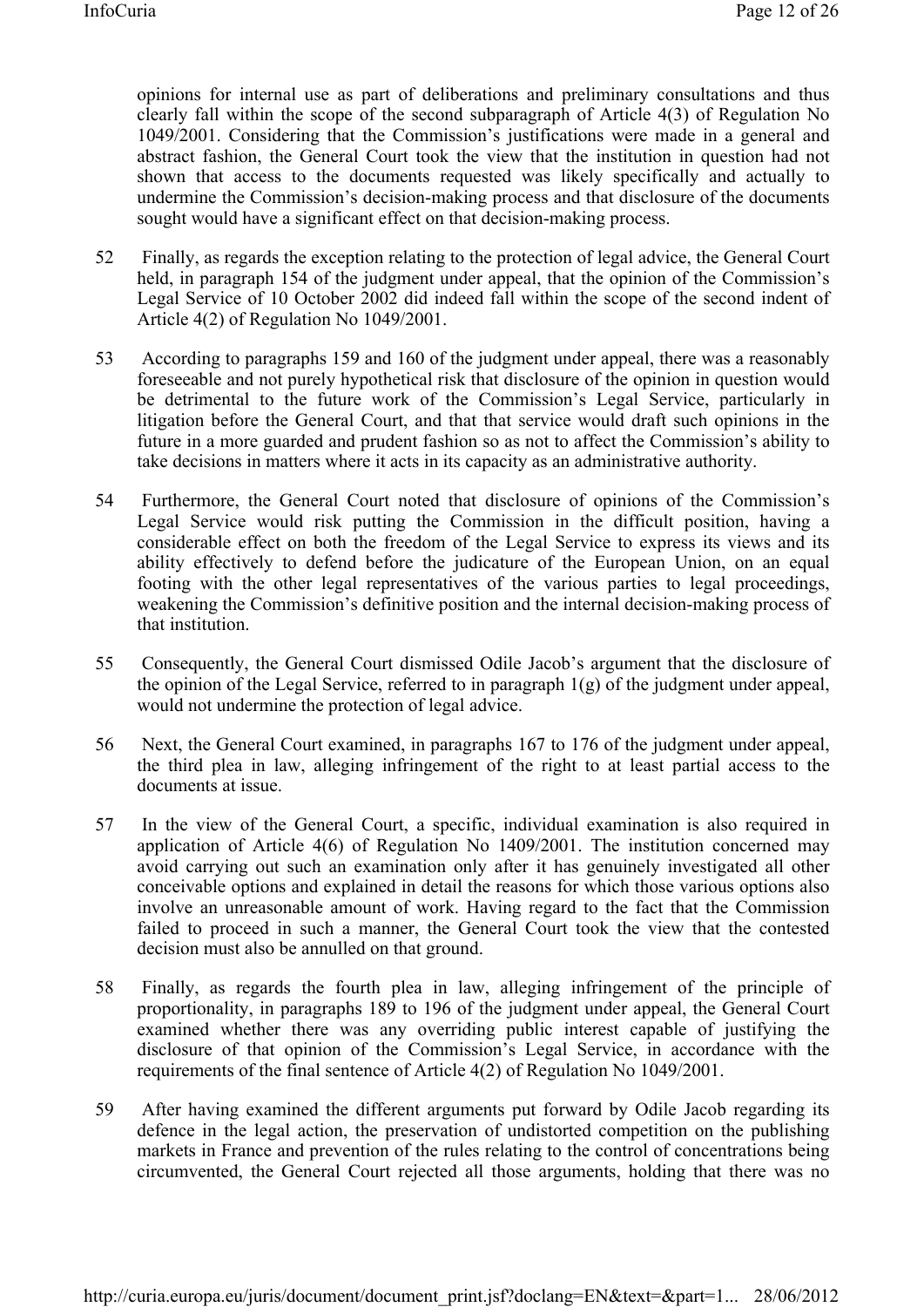opinions for internal use as part of deliberations and preliminary consultations and thus clearly fall within the scope of the second subparagraph of Article 4(3) of Regulation No 1049/2001. Considering that the Commission's justifications were made in a general and abstract fashion, the General Court took the view that the institution in question had not shown that access to the documents requested was likely specifically and actually to undermine the Commission's decision-making process and that disclosure of the documents sought would have a significant effect on that decision-making process.

52 Finally, as regards the exception relating to the protection of legal advice, the General Court held, in paragraph 154 of the judgment under appeal, that the opinion of the Commission's Legal Service of 10 October 2002 did indeed fall within the scope of the second indent of Article 4(2) of Regulation No 1049/2001.

53 According to paragraphs 159 and 160 of the judgment under appeal, there was a reasonably foreseeable and not purely hypothetical risk that disclosure of the opinion in question would be detrimental to the future work of the Commission's Legal Service, particularly in litigation before the General Court, and that that service would draft such opinions in the future in a more guarded and prudent fashion so as not to affect the Commission's ability to take decisions in matters where it acts in its capacity as an administrative authority.

54 Furthermore, the General Court noted that disclosure of opinions of the Commission's Legal Service would risk putting the Commission in the difficult position, having a considerable effect on both the freedom of the Legal Service to express its views and its ability effectively to defend before the judicature of the European Union, on an equal footing with the other legal representatives of the various parties to legal proceedings, weakening the Commission's definitive position and the internal decision-making process of that institution.

55 Consequently, the General Court dismissed Odile Jacob's argument that the disclosure of the opinion of the Legal Service, referred to in paragraph 1(g) of the judgment under appeal, would not undermine the protection of legal advice.

56 Next, the General Court examined, in paragraphs 167 to 176 of the judgment under appeal, the third plea in law, alleging infringement of the right to at least partial access to the documents at issue.

57 In the view of the General Court, a specific, individual examination is also required in application of Article 4(6) of Regulation No 1409/2001. The institution concerned may avoid carrying out such an examination only after it has genuinely investigated all other conceivable options and explained in detail the reasons for which those various options also involve an unreasonable amount of work. Having regard to the fact that the Commission failed to proceed in such a manner, the General Court took the view that the contested decision must also be annulled on that ground.

58 Finally, as regards the fourth plea in law, alleging infringement of the principle of proportionality, in paragraphs 189 to 196 of the judgment under appeal, the General Court examined whether there was any overriding public interest capable of justifying the disclosure of that opinion of the Commission's Legal Service, in accordance with the requirements of the final sentence of Article 4(2) of Regulation No 1049/2001.

59 After having examined the different arguments put forward by Odile Jacob regarding its defence in the legal action, the preservation of undistorted competition on the publishing markets in France and prevention of the rules relating to the control of concentrations being circumvented, the General Court rejected all those arguments, holding that there was no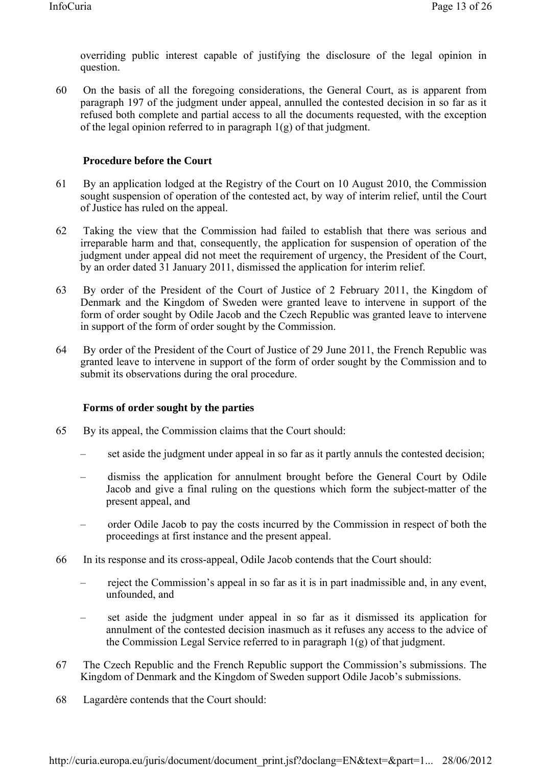overriding public interest capable of justifying the disclosure of the legal opinion in question.

60 On the basis of all the foregoing considerations, the General Court, as is apparent from paragraph 197 of the judgment under appeal, annulled the contested decision in so far as it refused both complete and partial access to all the documents requested, with the exception of the legal opinion referred to in paragraph 1(g) of that judgment.

## Procedure before the Court

61 By an application lodged at the Registry of the Court on 10 August 2010, the Commission sought suspension of operation of the contested act, by way of interim relief, until the Court of Justice has ruled on the appeal.

62 Taking the view that the Commission had failed to establish that there was serious and irreparable harm and that, consequently, the application for suspension of operation of the judgment under appeal did not meet the requirement of urgency, the President of the Court, by an order dated 31 January 2011, dismissed the application for interim relief.

63 By order of the President of the Court of Justice of 2 February 2011, the Kingdom of Denmark and the Kingdom of Sweden were granted leave to intervene in support of the form of order sought by Odile Jacob and the Czech Republic was granted leave to intervene in support of the form of order sought by the Commission.

64 By order of the President of the Court of Justice of 29 June 2011, the French Republic was granted leave to intervene in support of the form of order sought by the Commission and to submit its observations during the oral procedure.

## Forms of order sought by the parties

65 By its appeal, the Commission claims that the Court should:

– set aside the judgment under appeal in so far as it partly annuls the contested decision;

– dismiss the application for annulment brought before the General Court by Odile Jacob and give a final ruling on the questions which form the subject-matter of the present appeal, and

– order Odile Jacob to pay the costs incurred by the Commission in respect of both the proceedings at first instance and the present appeal.

66 In its response and its cross-appeal, Odile Jacob contends that the Court should:

– reject the Commission's appeal in so far as it is in part inadmissible and, in any event, unfounded, and

– set aside the judgment under appeal in so far as it dismissed its application for annulment of the contested decision inasmuch as it refuses any access to the advice of the Commission Legal Service referred to in paragraph 1(g) of that judgment.

67 The Czech Republic and the French Republic support the Commission's submissions. The Kingdom of Denmark and the Kingdom of Sweden support Odile Jacob's submissions.

68 Lagardère contends that the Court should: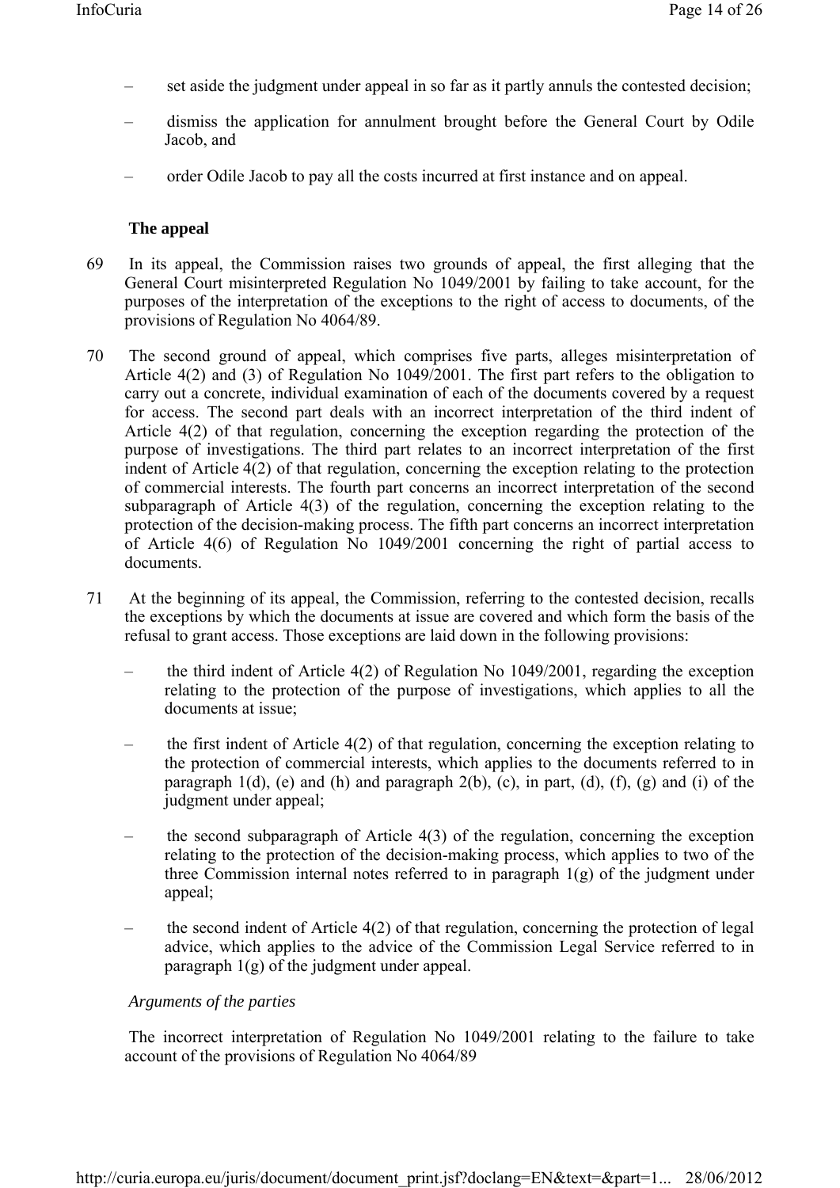– set aside the judgment under appeal in so far as it partly annuls the contested decision;

– dismiss the application for annulment brought before the General Court by Odile Jacob, and

– order Odile Jacob to pay all the costs incurred at first instance and on appeal.

**The appeal**

69 In its appeal, the Commission raises two grounds of appeal, the first alleging that the General Court misinterpreted Regulation No 1049/2001 by failing to take account, for the purposes of the interpretation of the exceptions to the right of access to documents, of the provisions of Regulation No 4064/89.

70 The second ground of appeal, which comprises five parts, alleges misinterpretation of Article 4(2) and (3) of Regulation No 1049/2001. The first part refers to the obligation to carry out a concrete, individual examination of each of the documents covered by a request for access. The second part deals with an incorrect interpretation of the third indent of Article 4(2) of that regulation, concerning the exception regarding the protection of the purpose of investigations. The third part relates to an incorrect interpretation of the first indent of Article 4(2) of that regulation, concerning the exception relating to the protection of commercial interests. The fourth part concerns an incorrect interpretation of the second subparagraph of Article 4(3) of the regulation, concerning the exception relating to the protection of the decision-making process. The fifth part concerns an incorrect interpretation of Article 4(6) of Regulation No 1049/2001 concerning the right of partial access to documents.

71 At the beginning of its appeal, the Commission, referring to the contested decision, recalls the exceptions by which the documents at issue are covered and which form the basis of the refusal to grant access. Those exceptions are laid down in the following provisions:

– the third indent of Article 4(2) of Regulation No 1049/2001, regarding the exception relating to the protection of the purpose of investigations, which applies to all the documents at issue;

– the first indent of Article 4(2) of that regulation, concerning the exception relating to the protection of commercial interests, which applies to the documents referred to in paragraph 1(d), (e) and (h) and paragraph 2(b), (c), in part, (d), (f), (g) and (i) of the judgment under appeal;

– the second subparagraph of Article 4(3) of the regulation, concerning the exception relating to the protection of the decision-making process, which applies to two of the three Commission internal notes referred to in paragraph 1(g) of the judgment under appeal;

– the second indent of Article 4(2) of that regulation, concerning the protection of legal advice, which applies to the advice of the Commission Legal Service referred to in paragraph 1(g) of the judgment under appeal.

*Arguments of the parties*

The incorrect interpretation of Regulation No 1049/2001 relating to the failure to take account of the provisions of Regulation No 4064/89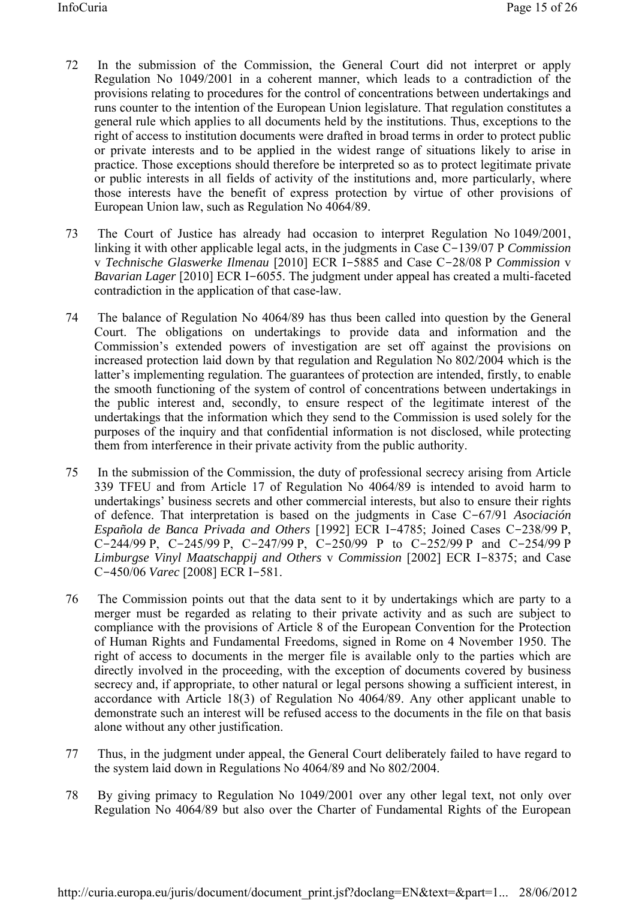72 In the submission of the Commission, the General Court did not interpret or apply Regulation No 1049/2001 in a coherent manner, which leads to a contradiction of the provisions relating to procedures for the control of concentrations between undertakings and runs counter to the intention of the European Union legislature. That regulation constitutes a general rule which applies to all documents held by the institutions. Thus, exceptions to the right of access to institution documents were drafted in broad terms in order to protect public or private interests and to be applied in the widest range of situations likely to arise in practice. Those exceptions should therefore be interpreted so as to protect legitimate private or public interests in all fields of activity of the institutions and, more particularly, where those interests have the benefit of express protection by virtue of other provisions of European Union law, such as Regulation No 4064/89.

73 The Court of Justice has already had occasion to interpret Regulation No 1049/2001, linking it with other applicable legal acts, in the judgments in Case C‑139/07 P *Commission* v *Technische Glaswerke Ilmenau* [2010] ECR I‑5885 and Case C‑28/08 P *Commission* v *Bavarian Lager* [2010] ECR I‑6055. The judgment under appeal has created a multi-faceted contradiction in the application of that case-law.

74 The balance of Regulation No 4064/89 has thus been called into question by the General Court. The obligations on undertakings to provide data and information and the Commission's extended powers of investigation are set off against the provisions on increased protection laid down by that regulation and Regulation No 802/2004 which is the latter's implementing regulation. The guarantees of protection are intended, firstly, to enable the smooth functioning of the system of control of concentrations between undertakings in the public interest and, secondly, to ensure respect of the legitimate interest of the undertakings that the information which they send to the Commission is used solely for the purposes of the inquiry and that confidential information is not disclosed, while protecting them from interference in their private activity from the public authority.

75 In the submission of the Commission, the duty of professional secrecy arising from Article 339 TFEU and from Article 17 of Regulation No 4064/89 is intended to avoid harm to undertakings' business secrets and other commercial interests, but also to ensure their rights of defence. That interpretation is based on the judgments in Case C‑67/91 *Asociación Española de Banca Privada and Others* [1992] ECR I‑4785; Joined Cases C‑238/99 P, C‑244/99 P, C‑245/99 P, C‑247/99 P, C‑250/99 P to C‑252/99 P and C‑254/99 P *Limburgse Vinyl Maatschappij and Others* v *Commission* [2002] ECR I‑8375; and Case C‑450/06 *Varec* [2008] ECR I‑581.

76 The Commission points out that the data sent to it by undertakings which are party to a merger must be regarded as relating to their private activity and as such are subject to compliance with the provisions of Article 8 of the European Convention for the Protection of Human Rights and Fundamental Freedoms, signed in Rome on 4 November 1950. The right of access to documents in the merger file is available only to the parties which are directly involved in the proceeding, with the exception of documents covered by business secrecy and, if appropriate, to other natural or legal persons showing a sufficient interest, in accordance with Article 18(3) of Regulation No 4064/89. Any other applicant unable to demonstrate such an interest will be refused access to the documents in the file on that basis alone without any other justification.

77 Thus, in the judgment under appeal, the General Court deliberately failed to have regard to the system laid down in Regulations No 4064/89 and No 802/2004.

78 By giving primacy to Regulation No 1049/2001 over any other legal text, not only over Regulation No 4064/89 but also over the Charter of Fundamental Rights of the European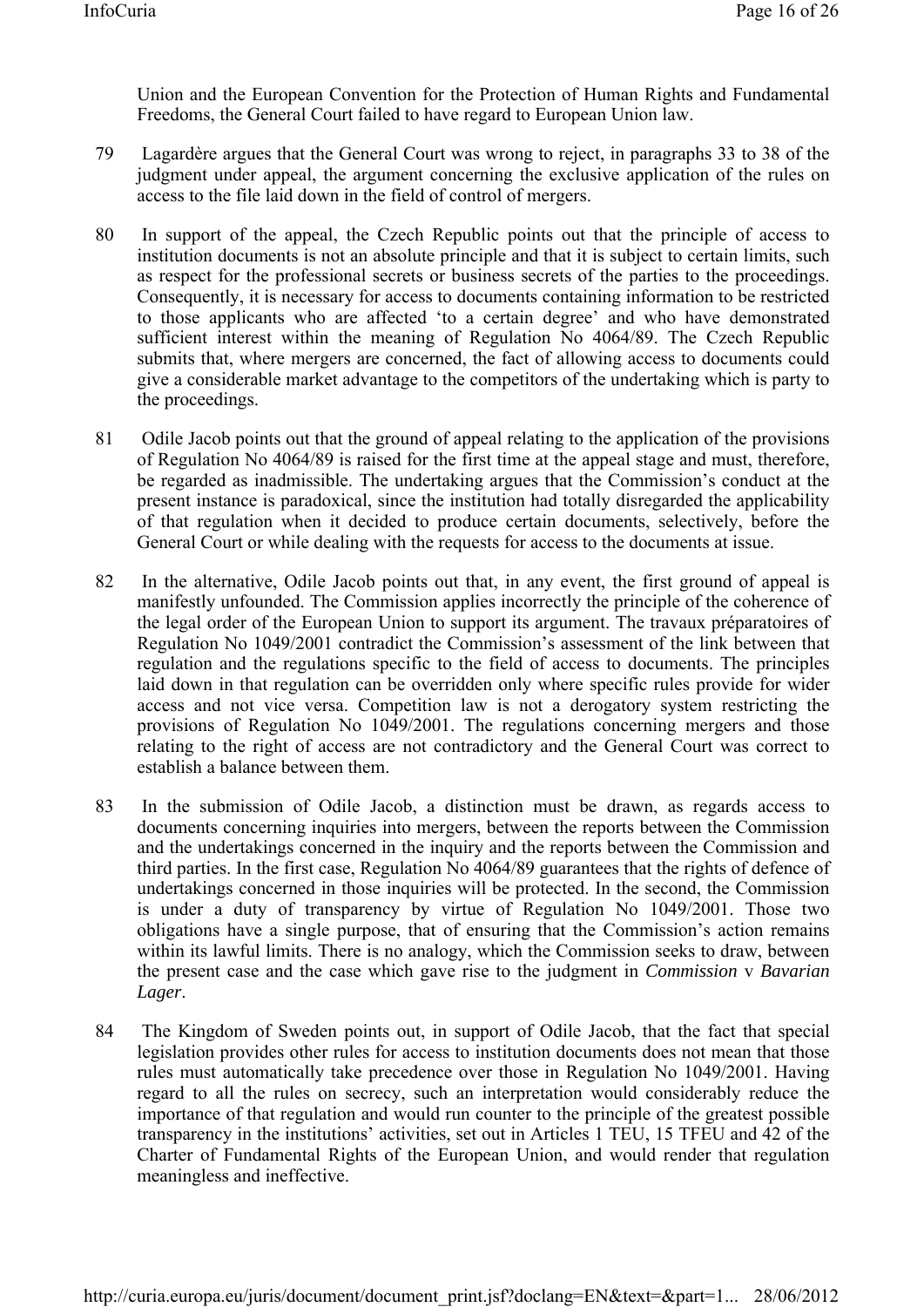Union and the European Convention for the Protection of Human Rights and Fundamental Freedoms, the General Court failed to have regard to European Union law.

79 Lagardère argues that the General Court was wrong to reject, in paragraphs 33 to 38 of the judgment under appeal, the argument concerning the exclusive application of the rules on access to the file laid down in the field of control of mergers.

80 In support of the appeal, the Czech Republic points out that the principle of access to institution documents is not an absolute principle and that it is subject to certain limits, such as respect for the professional secrets or business secrets of the parties to the proceedings. Consequently, it is necessary for access to documents containing information to be restricted to those applicants who are affected 'to a certain degree' and who have demonstrated sufficient interest within the meaning of Regulation No 4064/89. The Czech Republic submits that, where mergers are concerned, the fact of allowing access to documents could give a considerable market advantage to the competitors of the undertaking which is party to the proceedings.

81 Odile Jacob points out that the ground of appeal relating to the application of the provisions of Regulation No 4064/89 is raised for the first time at the appeal stage and must, therefore, be regarded as inadmissible. The undertaking argues that the Commission's conduct at the present instance is paradoxical, since the institution had totally disregarded the applicability of that regulation when it decided to produce certain documents, selectively, before the General Court or while dealing with the requests for access to the documents at issue.

82 In the alternative, Odile Jacob points out that, in any event, the first ground of appeal is manifestly unfounded. The Commission applies incorrectly the principle of the coherence of the legal order of the European Union to support its argument. The travaux préparatoires of Regulation No 1049/2001 contradict the Commission's assessment of the link between that regulation and the regulations specific to the field of access to documents. The principles laid down in that regulation can be overridden only where specific rules provide for wider access and not vice versa. Competition law is not a derogatory system restricting the provisions of Regulation No 1049/2001. The regulations concerning mergers and those relating to the right of access are not contradictory and the General Court was correct to establish a balance between them.

83 In the submission of Odile Jacob, a distinction must be drawn, as regards access to documents concerning inquiries into mergers, between the reports between the Commission and the undertakings concerned in the inquiry and the reports between the Commission and third parties. In the first case, Regulation No 4064/89 guarantees that the rights of defence of undertakings concerned in those inquiries will be protected. In the second, the Commission is under a duty of transparency by virtue of Regulation No 1049/2001. Those two obligations have a single purpose, that of ensuring that the Commission's action remains within its lawful limits. There is no analogy, which the Commission seeks to draw, between the present case and the case which gave rise to the judgment in *Commission* v *Bavarian Lager*.

84 The Kingdom of Sweden points out, in support of Odile Jacob, that the fact that special legislation provides other rules for access to institution documents does not mean that those rules must automatically take precedence over those in Regulation No 1049/2001. Having regard to all the rules on secrecy, such an interpretation would considerably reduce the importance of that regulation and would run counter to the principle of the greatest possible transparency in the institutions' activities, set out in Articles 1 TEU, 15 TFEU and 42 of the Charter of Fundamental Rights of the European Union, and would render that regulation meaningless and ineffective.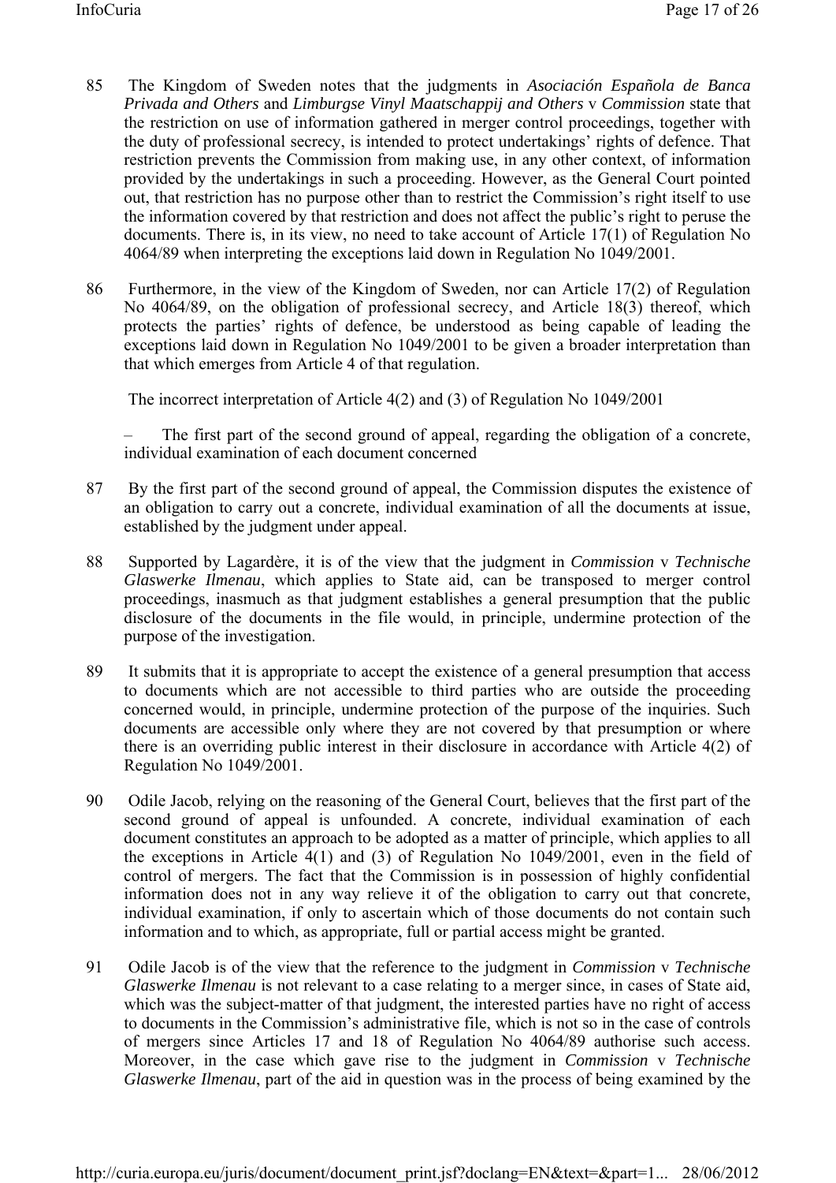85 The Kingdom of Sweden notes that the judgments in *Asociación Española de Banca Privada and Others* and *Limburgse Vinyl Maatschappij and Others* v *Commission* state that the restriction on use of information gathered in merger control proceedings, together with the duty of professional secrecy, is intended to protect undertakings' rights of defence. That restriction prevents the Commission from making use, in any other context, of information provided by the undertakings in such a proceeding. However, as the General Court pointed out, that restriction has no purpose other than to restrict the Commission's right itself to use the information covered by that restriction and does not affect the public's right to peruse the documents. There is, in its view, no need to take account of Article 17(1) of Regulation No 4064/89 when interpreting the exceptions laid down in Regulation No 1049/2001.

86 Furthermore, in the view of the Kingdom of Sweden, nor can Article 17(2) of Regulation No 4064/89, on the obligation of professional secrecy, and Article 18(3) thereof, which protects the parties' rights of defence, be understood as being capable of leading the exceptions laid down in Regulation No 1049/2001 to be given a broader interpretation than that which emerges from Article 4 of that regulation.

The incorrect interpretation of Article 4(2) and (3) of Regulation No 1049/2001

– The first part of the second ground of appeal, regarding the obligation of a concrete, individual examination of each document concerned

87 By the first part of the second ground of appeal, the Commission disputes the existence of an obligation to carry out a concrete, individual examination of all the documents at issue, established by the judgment under appeal.

88 Supported by Lagardère, it is of the view that the judgment in *Commission* v *Technische Glaswerke Ilmenau*, which applies to State aid, can be transposed to merger control proceedings, inasmuch as that judgment establishes a general presumption that the public disclosure of the documents in the file would, in principle, undermine protection of the purpose of the investigation.

89 It submits that it is appropriate to accept the existence of a general presumption that access to documents which are not accessible to third parties who are outside the proceeding concerned would, in principle, undermine protection of the purpose of the inquiries. Such documents are accessible only where they are not covered by that presumption or where there is an overriding public interest in their disclosure in accordance with Article 4(2) of Regulation No 1049/2001.

90 Odile Jacob, relying on the reasoning of the General Court, believes that the first part of the second ground of appeal is unfounded. A concrete, individual examination of each document constitutes an approach to be adopted as a matter of principle, which applies to all the exceptions in Article 4(1) and (3) of Regulation No 1049/2001, even in the field of control of mergers. The fact that the Commission is in possession of highly confidential information does not in any way relieve it of the obligation to carry out that concrete, individual examination, if only to ascertain which of those documents do not contain such information and to which, as appropriate, full or partial access might be granted.

91 Odile Jacob is of the view that the reference to the judgment in *Commission* v *Technische Glaswerke Ilmenau* is not relevant to a case relating to a merger since, in cases of State aid, which was the subject-matter of that judgment, the interested parties have no right of access to documents in the Commission's administrative file, which is not so in the case of controls of mergers since Articles 17 and 18 of Regulation No 4064/89 authorise such access. Moreover, in the case which gave rise to the judgment in *Commission* v *Technische Glaswerke Ilmenau*, part of the aid in question was in the process of being examined by the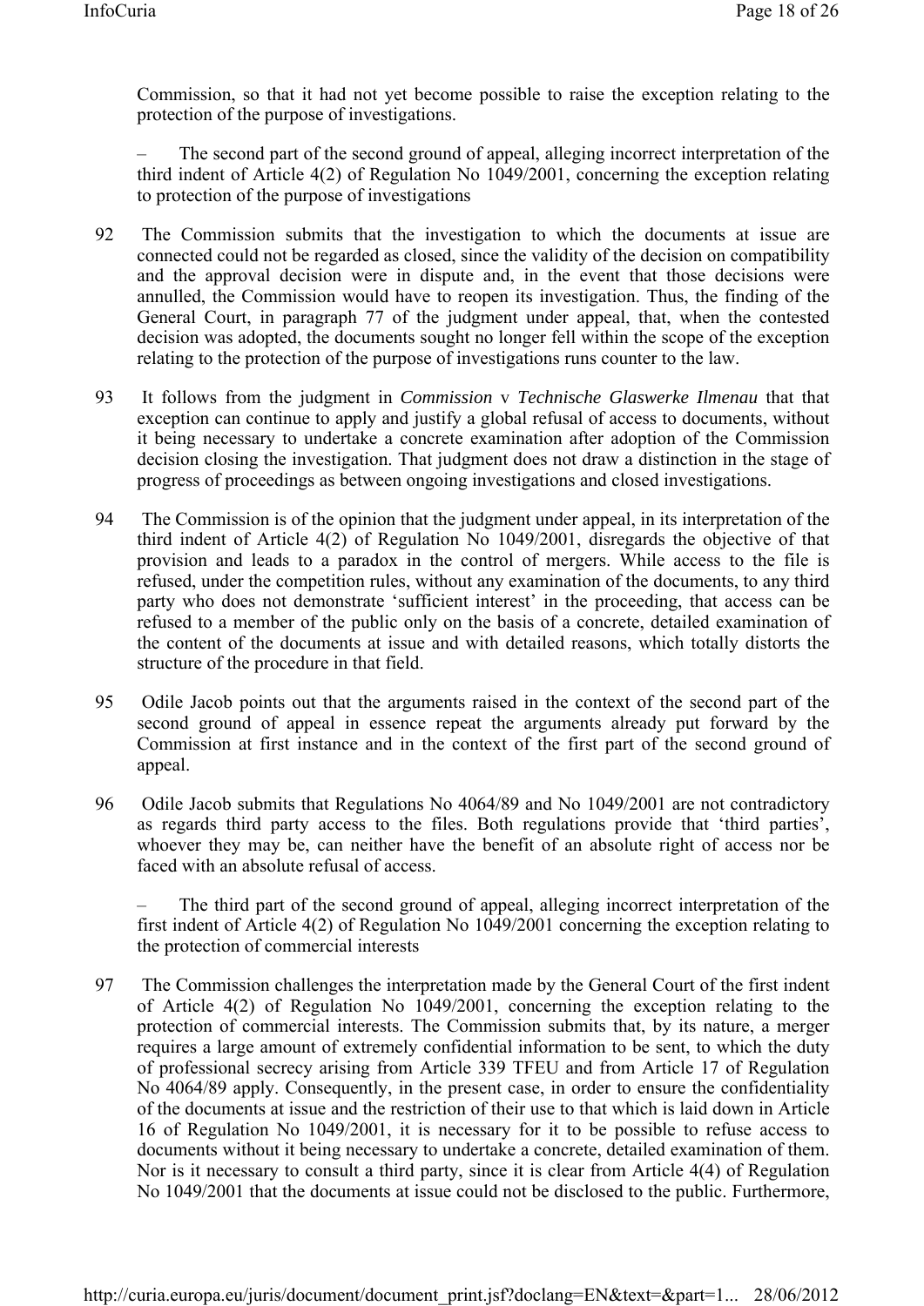Commission, so that it had not yet become possible to raise the exception relating to the protection of the purpose of investigations.

– The second part of the second ground of appeal, alleging incorrect interpretation of the third indent of Article 4(2) of Regulation No 1049/2001, concerning the exception relating to protection of the purpose of investigations

92 The Commission submits that the investigation to which the documents at issue are connected could not be regarded as closed, since the validity of the decision on compatibility and the approval decision were in dispute and, in the event that those decisions were annulled, the Commission would have to reopen its investigation. Thus, the finding of the General Court, in paragraph 77 of the judgment under appeal, that, when the contested decision was adopted, the documents sought no longer fell within the scope of the exception relating to the protection of the purpose of investigations runs counter to the law.

93 It follows from the judgment in *Commission* v *Technische Glaswerke Ilmenau* that that exception can continue to apply and justify a global refusal of access to documents, without it being necessary to undertake a concrete examination after adoption of the Commission decision closing the investigation. That judgment does not draw a distinction in the stage of progress of proceedings as between ongoing investigations and closed investigations.

94 The Commission is of the opinion that the judgment under appeal, in its interpretation of the third indent of Article 4(2) of Regulation No 1049/2001, disregards the objective of that provision and leads to a paradox in the control of mergers. While access to the file is refused, under the competition rules, without any examination of the documents, to any third party who does not demonstrate 'sufficient interest' in the proceeding, that access can be refused to a member of the public only on the basis of a concrete, detailed examination of the content of the documents at issue and with detailed reasons, which totally distorts the structure of the procedure in that field.

95 Odile Jacob points out that the arguments raised in the context of the second part of the second ground of appeal in essence repeat the arguments already put forward by the Commission at first instance and in the context of the first part of the second ground of appeal.

96 Odile Jacob submits that Regulations No 4064/89 and No 1049/2001 are not contradictory as regards third party access to the files. Both regulations provide that 'third parties', whoever they may be, can neither have the benefit of an absolute right of access nor be faced with an absolute refusal of access.

– The third part of the second ground of appeal, alleging incorrect interpretation of the first indent of Article 4(2) of Regulation No 1049/2001 concerning the exception relating to the protection of commercial interests

97 The Commission challenges the interpretation made by the General Court of the first indent of Article 4(2) of Regulation No 1049/2001, concerning the exception relating to the protection of commercial interests. The Commission submits that, by its nature, a merger requires a large amount of extremely confidential information to be sent, to which the duty of professional secrecy arising from Article 339 TFEU and from Article 17 of Regulation No 4064/89 apply. Consequently, in the present case, in order to ensure the confidentiality of the documents at issue and the restriction of their use to that which is laid down in Article 16 of Regulation No 1049/2001, it is necessary for it to be possible to refuse access to documents without it being necessary to undertake a concrete, detailed examination of them. Nor is it necessary to consult a third party, since it is clear from Article 4(4) of Regulation No 1049/2001 that the documents at issue could not be disclosed to the public. Furthermore,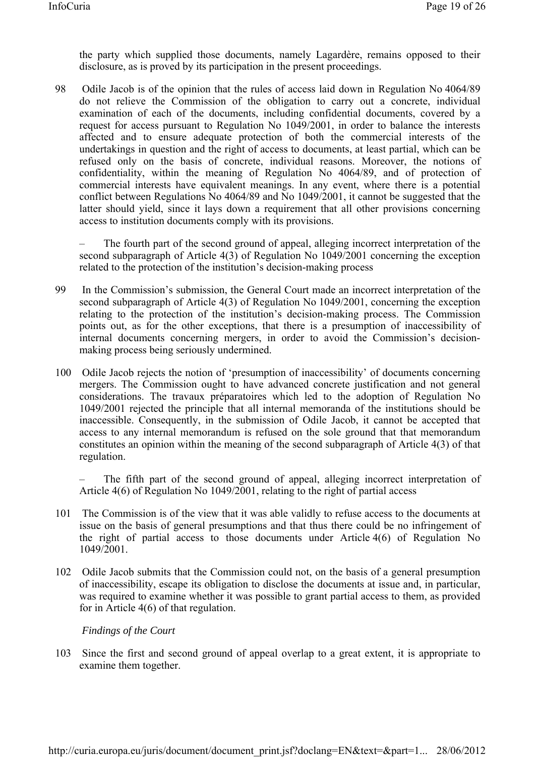the party which supplied those documents, namely Lagardère, remains opposed to their disclosure, as is proved by its participation in the present proceedings.

98 Odile Jacob is of the opinion that the rules of access laid down in Regulation No 4064/89 do not relieve the Commission of the obligation to carry out a concrete, individual examination of each of the documents, including confidential documents, covered by a request for access pursuant to Regulation No 1049/2001, in order to balance the interests affected and to ensure adequate protection of both the commercial interests of the undertakings in question and the right of access to documents, at least partial, which can be refused only on the basis of concrete, individual reasons. Moreover, the notions of confidentiality, within the meaning of Regulation No 4064/89, and of protection of commercial interests have equivalent meanings. In any event, where there is a potential conflict between Regulations No 4064/89 and No 1049/2001, it cannot be suggested that the latter should yield, since it lays down a requirement that all other provisions concerning access to institution documents comply with its provisions.

– The fourth part of the second ground of appeal, alleging incorrect interpretation of the second subparagraph of Article 4(3) of Regulation No 1049/2001 concerning the exception related to the protection of the institution's decision-making process

99 In the Commission's submission, the General Court made an incorrect interpretation of the second subparagraph of Article 4(3) of Regulation No 1049/2001, concerning the exception relating to the protection of the institution's decision-making process. The Commission points out, as for the other exceptions, that there is a presumption of inaccessibility of internal documents concerning mergers, in order to avoid the Commission's decision-making process being seriously undermined.

100 Odile Jacob rejects the notion of 'presumption of inaccessibility' of documents concerning mergers. The Commission ought to have advanced concrete justification and not general considerations. The travaux préparatoires which led to the adoption of Regulation No 1049/2001 rejected the principle that all internal memoranda of the institutions should be inaccessible. Consequently, in the submission of Odile Jacob, it cannot be accepted that access to any internal memorandum is refused on the sole ground that that memorandum constitutes an opinion within the meaning of the second subparagraph of Article 4(3) of that regulation.

– The fifth part of the second ground of appeal, alleging incorrect interpretation of Article 4(6) of Regulation No 1049/2001, relating to the right of partial access

101 The Commission is of the view that it was able validly to refuse access to the documents at issue on the basis of general presumptions and that thus there could be no infringement of the right of partial access to those documents under Article 4(6) of Regulation No 1049/2001.

102 Odile Jacob submits that the Commission could not, on the basis of a general presumption of inaccessibility, escape its obligation to disclose the documents at issue and, in particular, was required to examine whether it was possible to grant partial access to them, as provided for in Article 4(6) of that regulation.

*Findings of the Court*

103 Since the first and second ground of appeal overlap to a great extent, it is appropriate to examine them together.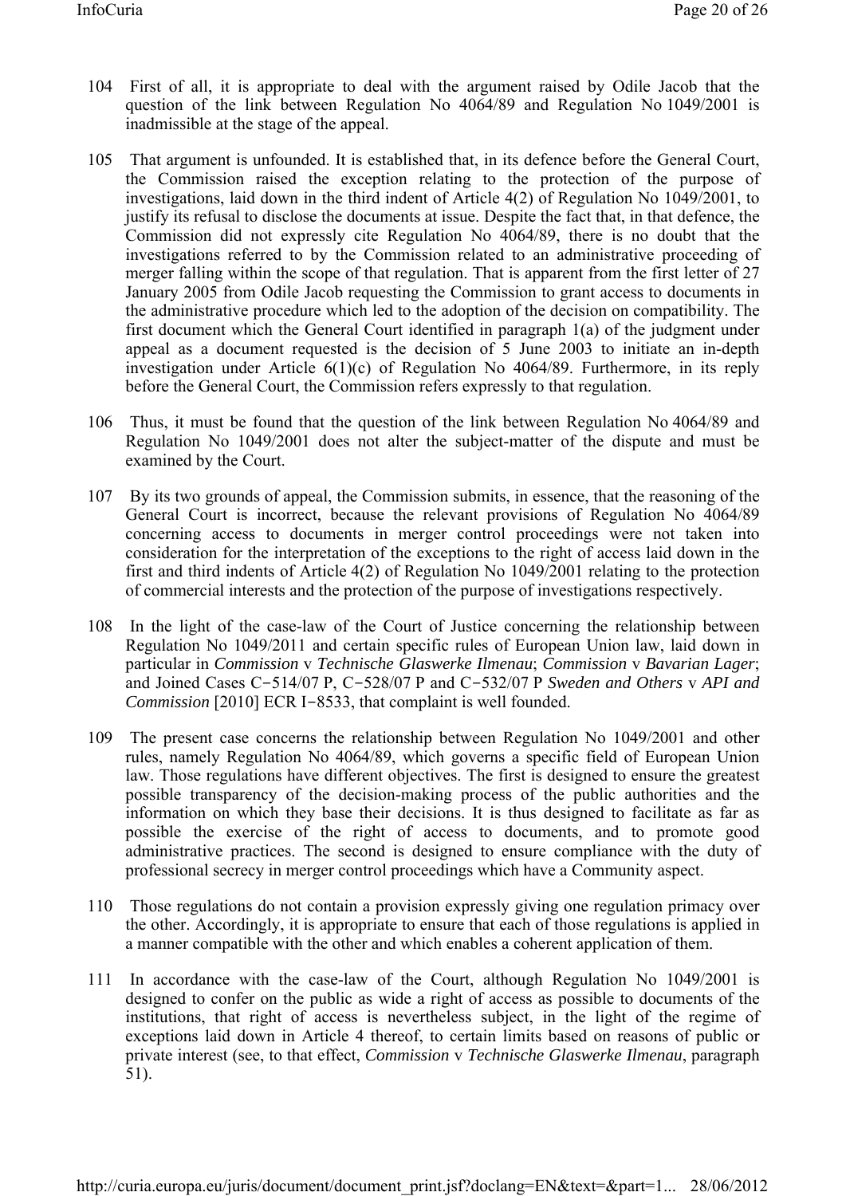104 First of all, it is appropriate to deal with the argument raised by Odile Jacob that the question of the link between Regulation No 4064/89 and Regulation No 1049/2001 is inadmissible at the stage of the appeal.

105 That argument is unfounded. It is established that, in its defence before the General Court, the Commission raised the exception relating to the protection of the purpose of investigations, laid down in the third indent of Article 4(2) of Regulation No 1049/2001, to justify its refusal to disclose the documents at issue. Despite the fact that, in that defence, the Commission did not expressly cite Regulation No 4064/89, there is no doubt that the investigations referred to by the Commission related to an administrative proceeding of merger falling within the scope of that regulation. That is apparent from the first letter of 27 January 2005 from Odile Jacob requesting the Commission to grant access to documents in the administrative procedure which led to the adoption of the decision on compatibility. The first document which the General Court identified in paragraph 1(a) of the judgment under appeal as a document requested is the decision of 5 June 2003 to initiate an in-depth investigation under Article 6(1)(c) of Regulation No 4064/89. Furthermore, in its reply before the General Court, the Commission refers expressly to that regulation.

106 Thus, it must be found that the question of the link between Regulation No 4064/89 and Regulation No 1049/2001 does not alter the subject-matter of the dispute and must be examined by the Court.

107 By its two grounds of appeal, the Commission submits, in essence, that the reasoning of the General Court is incorrect, because the relevant provisions of Regulation No 4064/89 concerning access to documents in merger control proceedings were not taken into consideration for the interpretation of the exceptions to the right of access laid down in the first and third indents of Article 4(2) of Regulation No 1049/2001 relating to the protection of commercial interests and the protection of the purpose of investigations respectively.

108 In the light of the case-law of the Court of Justice concerning the relationship between Regulation No 1049/2011 and certain specific rules of European Union law, laid down in particular in *Commission* v *Technische Glaswerke Ilmenau*; *Commission* v *Bavarian Lager*; and Joined Cases C‑514/07 P, C‑528/07 P and C‑532/07 P *Sweden and Others* v *API and Commission* [2010] ECR I‑8533, that complaint is well founded.

109 The present case concerns the relationship between Regulation No 1049/2001 and other rules, namely Regulation No 4064/89, which governs a specific field of European Union law. Those regulations have different objectives. The first is designed to ensure the greatest possible transparency of the decision-making process of the public authorities and the information on which they base their decisions. It is thus designed to facilitate as far as possible the exercise of the right of access to documents, and to promote good administrative practices. The second is designed to ensure compliance with the duty of professional secrecy in merger control proceedings which have a Community aspect.

110 Those regulations do not contain a provision expressly giving one regulation primacy over the other. Accordingly, it is appropriate to ensure that each of those regulations is applied in a manner compatible with the other and which enables a coherent application of them.

111 In accordance with the case-law of the Court, although Regulation No 1049/2001 is designed to confer on the public as wide a right of access as possible to documents of the institutions, that right of access is nevertheless subject, in the light of the regime of exceptions laid down in Article 4 thereof, to certain limits based on reasons of public or private interest (see, to that effect, *Commission* v *Technische Glaswerke Ilmenau*, paragraph 51).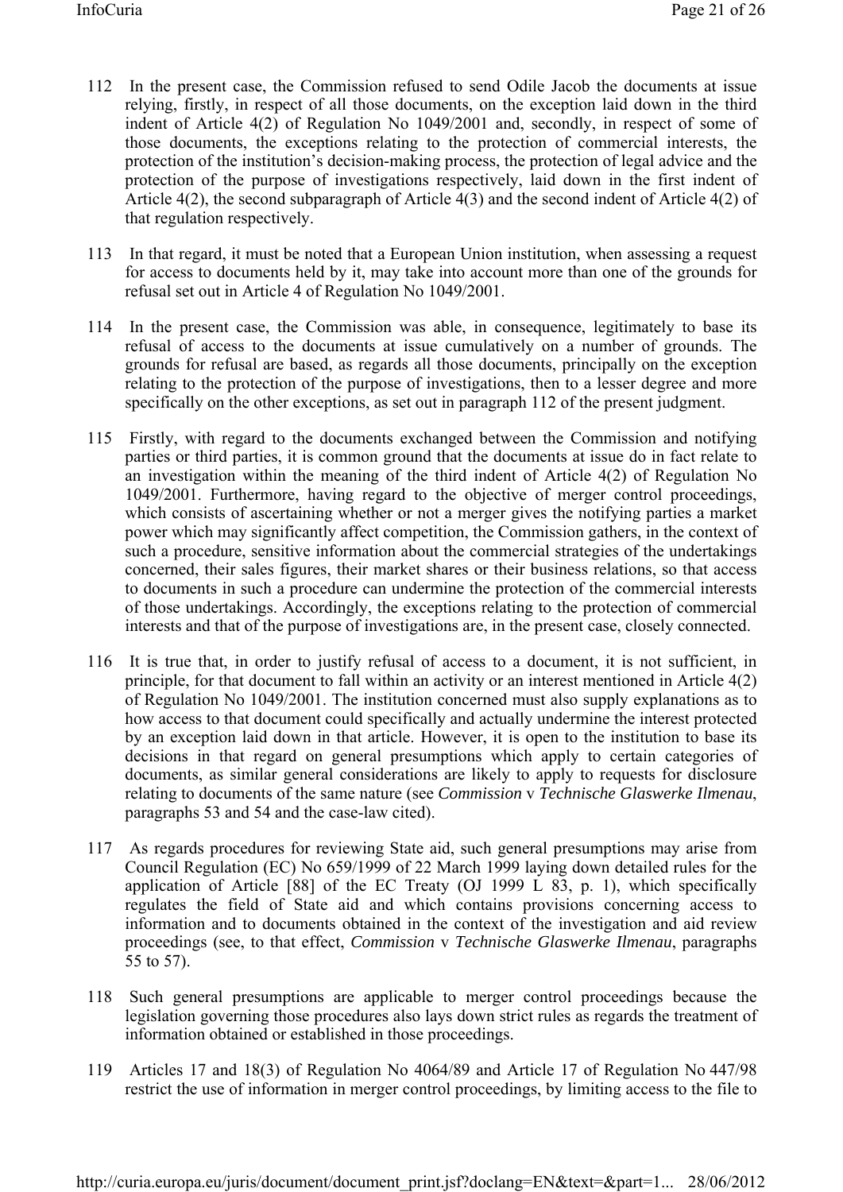112 In the present case, the Commission refused to send Odile Jacob the documents at issue relying, firstly, in respect of all those documents, on the exception laid down in the third indent of Article 4(2) of Regulation No 1049/2001 and, secondly, in respect of some of those documents, the exceptions relating to the protection of commercial interests, the protection of the institution's decision-making process, the protection of legal advice and the protection of the purpose of investigations respectively, laid down in the first indent of Article 4(2), the second subparagraph of Article 4(3) and the second indent of Article 4(2) of that regulation respectively.

113 In that regard, it must be noted that a European Union institution, when assessing a request for access to documents held by it, may take into account more than one of the grounds for refusal set out in Article 4 of Regulation No 1049/2001.

114 In the present case, the Commission was able, in consequence, legitimately to base its refusal of access to the documents at issue cumulatively on a number of grounds. The grounds for refusal are based, as regards all those documents, principally on the exception relating to the protection of the purpose of investigations, then to a lesser degree and more specifically on the other exceptions, as set out in paragraph 112 of the present judgment.

115 Firstly, with regard to the documents exchanged between the Commission and notifying parties or third parties, it is common ground that the documents at issue do in fact relate to an investigation within the meaning of the third indent of Article 4(2) of Regulation No 1049/2001. Furthermore, having regard to the objective of merger control proceedings, which consists of ascertaining whether or not a merger gives the notifying parties a market power which may significantly affect competition, the Commission gathers, in the context of such a procedure, sensitive information about the commercial strategies of the undertakings concerned, their sales figures, their market shares or their business relations, so that access to documents in such a procedure can undermine the protection of the commercial interests of those undertakings. Accordingly, the exceptions relating to the protection of commercial interests and that of the purpose of investigations are, in the present case, closely connected.

116 It is true that, in order to justify refusal of access to a document, it is not sufficient, in principle, for that document to fall within an activity or an interest mentioned in Article 4(2) of Regulation No 1049/2001. The institution concerned must also supply explanations as to how access to that document could specifically and actually undermine the interest protected by an exception laid down in that article. However, it is open to the institution to base its decisions in that regard on general presumptions which apply to certain categories of documents, as similar general considerations are likely to apply to requests for disclosure relating to documents of the same nature (see *Commission* v *Technische Glaswerke Ilmenau*, paragraphs 53 and 54 and the case-law cited).

117 As regards procedures for reviewing State aid, such general presumptions may arise from Council Regulation (EC) No 659/1999 of 22 March 1999 laying down detailed rules for the application of Article [88] of the EC Treaty (OJ 1999 L 83, p. 1), which specifically regulates the field of State aid and which contains provisions concerning access to information and to documents obtained in the context of the investigation and aid review proceedings (see, to that effect, *Commission* v *Technische Glaswerke Ilmenau*, paragraphs 55 to 57).

118 Such general presumptions are applicable to merger control proceedings because the legislation governing those procedures also lays down strict rules as regards the treatment of information obtained or established in those proceedings.

119 Articles 17 and 18(3) of Regulation No 4064/89 and Article 17 of Regulation No 447/98 restrict the use of information in merger control proceedings, by limiting access to the file to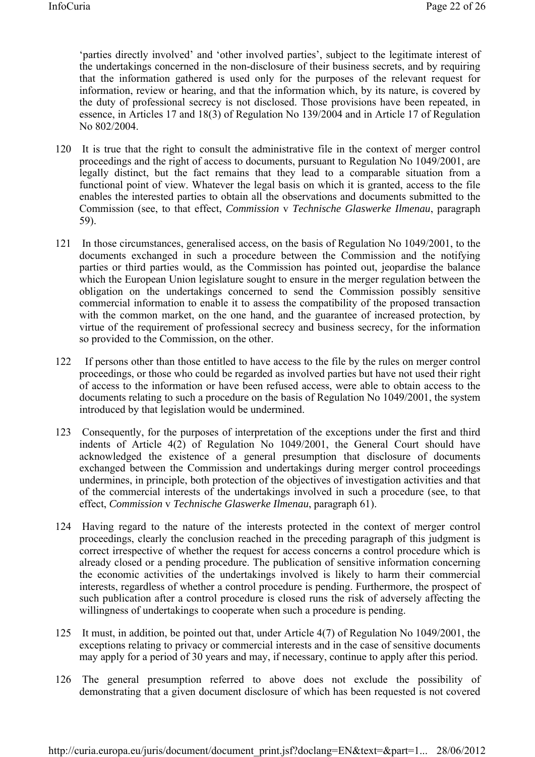'parties directly involved' and 'other involved parties', subject to the legitimate interest of the undertakings concerned in the non-disclosure of their business secrets, and by requiring that the information gathered is used only for the purposes of the relevant request for information, review or hearing, and that the information which, by its nature, is covered by the duty of professional secrecy is not disclosed. Those provisions have been repeated, in essence, in Articles 17 and 18(3) of Regulation No 139/2004 and in Article 17 of Regulation No 802/2004.

120 It is true that the right to consult the administrative file in the context of merger control proceedings and the right of access to documents, pursuant to Regulation No 1049/2001, are legally distinct, but the fact remains that they lead to a comparable situation from a functional point of view. Whatever the legal basis on which it is granted, access to the file enables the interested parties to obtain all the observations and documents submitted to the Commission (see, to that effect, *Commission* v *Technische Glaswerke Ilmenau*, paragraph 59).

121 In those circumstances, generalised access, on the basis of Regulation No 1049/2001, to the documents exchanged in such a procedure between the Commission and the notifying parties or third parties would, as the Commission has pointed out, jeopardise the balance which the European Union legislature sought to ensure in the merger regulation between the obligation on the undertakings concerned to send the Commission possibly sensitive commercial information to enable it to assess the compatibility of the proposed transaction with the common market, on the one hand, and the guarantee of increased protection, by virtue of the requirement of professional secrecy and business secrecy, for the information so provided to the Commission, on the other.

122 If persons other than those entitled to have access to the file by the rules on merger control proceedings, or those who could be regarded as involved parties but have not used their right of access to the information or have been refused access, were able to obtain access to the documents relating to such a procedure on the basis of Regulation No 1049/2001, the system introduced by that legislation would be undermined.

123 Consequently, for the purposes of interpretation of the exceptions under the first and third indents of Article 4(2) of Regulation No 1049/2001, the General Court should have acknowledged the existence of a general presumption that disclosure of documents exchanged between the Commission and undertakings during merger control proceedings undermines, in principle, both protection of the objectives of investigation activities and that of the commercial interests of the undertakings involved in such a procedure (see, to that effect, *Commission* v *Technische Glaswerke Ilmenau*, paragraph 61).

124 Having regard to the nature of the interests protected in the context of merger control proceedings, clearly the conclusion reached in the preceding paragraph of this judgment is correct irrespective of whether the request for access concerns a control procedure which is already closed or a pending procedure. The publication of sensitive information concerning the economic activities of the undertakings involved is likely to harm their commercial interests, regardless of whether a control procedure is pending. Furthermore, the prospect of such publication after a control procedure is closed runs the risk of adversely affecting the willingness of undertakings to cooperate when such a procedure is pending.

125 It must, in addition, be pointed out that, under Article 4(7) of Regulation No 1049/2001, the exceptions relating to privacy or commercial interests and in the case of sensitive documents may apply for a period of 30 years and may, if necessary, continue to apply after this period.

126 The general presumption referred to above does not exclude the possibility of demonstrating that a given document disclosure of which has been requested is not covered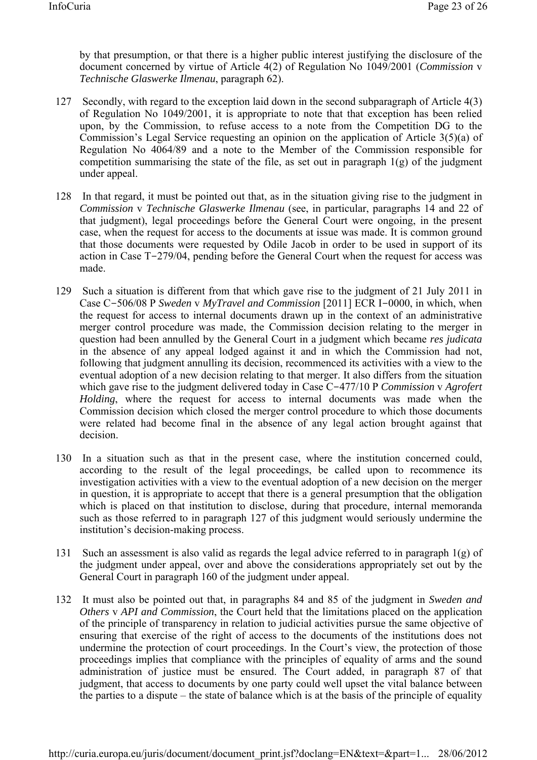by that presumption, or that there is a higher public interest justifying the disclosure of the document concerned by virtue of Article 4(2) of Regulation No 1049/2001 (*Commission* v *Technische Glaswerke Ilmenau*, paragraph 62).

127 Secondly, with regard to the exception laid down in the second subparagraph of Article 4(3) of Regulation No 1049/2001, it is appropriate to note that that exception has been relied upon, by the Commission, to refuse access to a note from the Competition DG to the Commission's Legal Service requesting an opinion on the application of Article 3(5)(a) of Regulation No 4064/89 and a note to the Member of the Commission responsible for competition summarising the state of the file, as set out in paragraph 1(g) of the judgment under appeal.

128 In that regard, it must be pointed out that, as in the situation giving rise to the judgment in *Commission* v *Technische Glaswerke Ilmenau* (see, in particular, paragraphs 14 and 22 of that judgment), legal proceedings before the General Court were ongoing, in the present case, when the request for access to the documents at issue was made. It is common ground that those documents were requested by Odile Jacob in order to be used in support of its action in Case T‑279/04, pending before the General Court when the request for access was made.

129 Such a situation is different from that which gave rise to the judgment of 21 July 2011 in Case C‑506/08 P *Sweden* v *MyTravel and Commission* [2011] ECR I‑0000, in which, when the request for access to internal documents drawn up in the context of an administrative merger control procedure was made, the Commission decision relating to the merger in question had been annulled by the General Court in a judgment which became *res judicata* in the absence of any appeal lodged against it and in which the Commission had not, following that judgment annulling its decision, recommenced its activities with a view to the eventual adoption of a new decision relating to that merger. It also differs from the situation which gave rise to the judgment delivered today in Case C‑477/10 P *Commission* v *Agrofert Holding*, where the request for access to internal documents was made when the Commission decision which closed the merger control procedure to which those documents were related had become final in the absence of any legal action brought against that decision.

130 In a situation such as that in the present case, where the institution concerned could, according to the result of the legal proceedings, be called upon to recommence its investigation activities with a view to the eventual adoption of a new decision on the merger in question, it is appropriate to accept that there is a general presumption that the obligation which is placed on that institution to disclose, during that procedure, internal memoranda such as those referred to in paragraph 127 of this judgment would seriously undermine the institution's decision-making process.

131 Such an assessment is also valid as regards the legal advice referred to in paragraph 1(g) of the judgment under appeal, over and above the considerations appropriately set out by the General Court in paragraph 160 of the judgment under appeal.

132 It must also be pointed out that, in paragraphs 84 and 85 of the judgment in *Sweden and Others* v *API and Commission*, the Court held that the limitations placed on the application of the principle of transparency in relation to judicial activities pursue the same objective of ensuring that exercise of the right of access to the documents of the institutions does not undermine the protection of court proceedings. In the Court's view, the protection of those proceedings implies that compliance with the principles of equality of arms and the sound administration of justice must be ensured. The Court added, in paragraph 87 of that judgment, that access to documents by one party could well upset the vital balance between the parties to a dispute – the state of balance which is at the basis of the principle of equality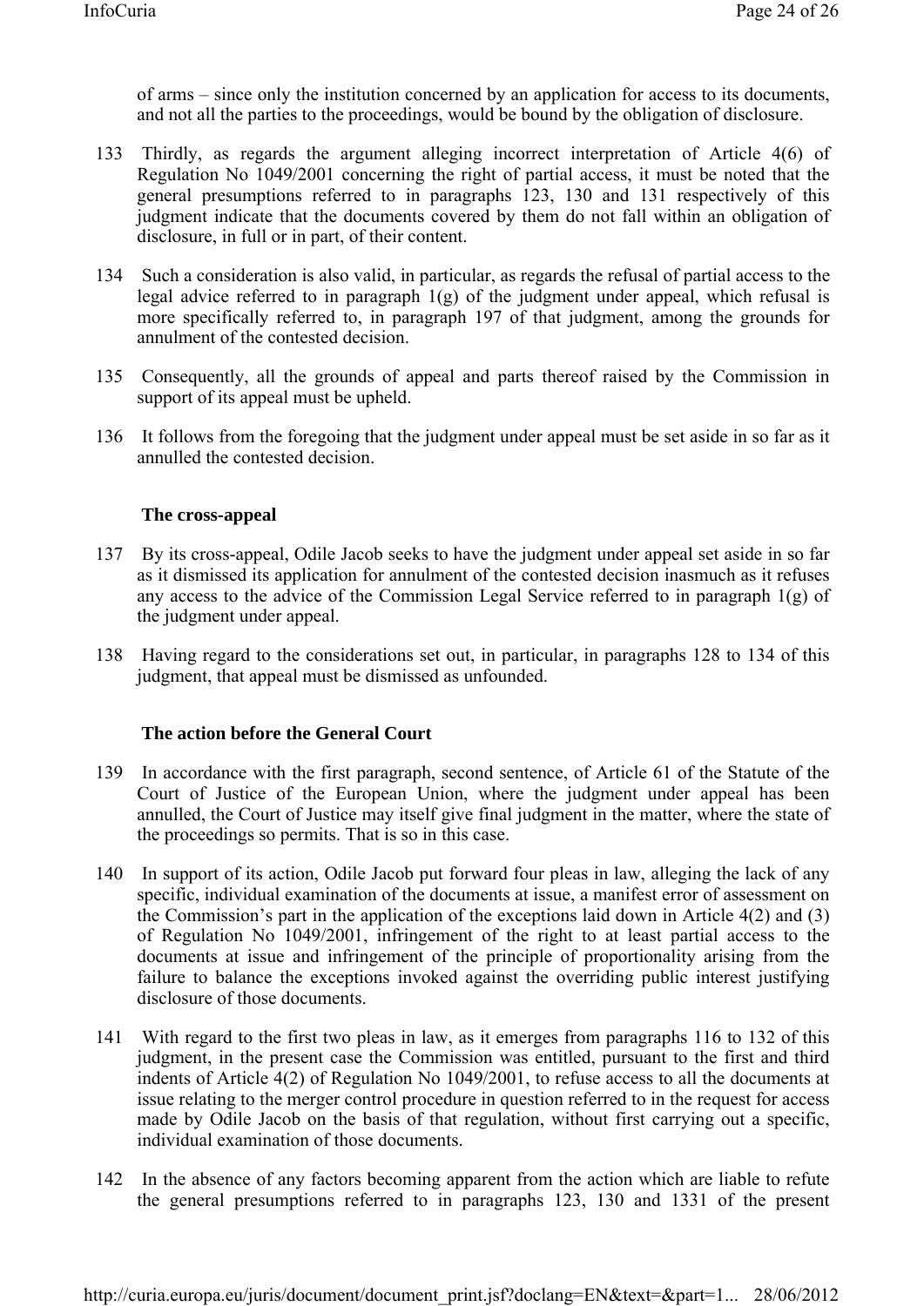of arms – since only the institution concerned by an application for access to its documents, and not all the parties to the proceedings, would be bound by the obligation of disclosure.

133 Thirdly, as regards the argument alleging incorrect interpretation of Article 4(6) of Regulation No 1049/2001 concerning the right of partial access, it must be noted that the general presumptions referred to in paragraphs 123, 130 and 131 respectively of this judgment indicate that the documents covered by them do not fall within an obligation of disclosure, in full or in part, of their content.

134 Such a consideration is also valid, in particular, as regards the refusal of partial access to the legal advice referred to in paragraph 1(g) of the judgment under appeal, which refusal is more specifically referred to, in paragraph 197 of that judgment, among the grounds for annulment of the contested decision.

135 Consequently, all the grounds of appeal and parts thereof raised by the Commission in support of its appeal must be upheld.

136 It follows from the foregoing that the judgment under appeal must be set aside in so far as it annulled the contested decision.

**The cross-appeal**

137 By its cross-appeal, Odile Jacob seeks to have the judgment under appeal set aside in so far as it dismissed its application for annulment of the contested decision inasmuch as it refuses any access to the advice of the Commission Legal Service referred to in paragraph 1(g) of the judgment under appeal.

138 Having regard to the considerations set out, in particular, in paragraphs 128 to 134 of this judgment, that appeal must be dismissed as unfounded.

**The action before the General Court**

139 In accordance with the first paragraph, second sentence, of Article 61 of the Statute of the Court of Justice of the European Union, where the judgment under appeal has been annulled, the Court of Justice may itself give final judgment in the matter, where the state of the proceedings so permits. That is so in this case.

140 In support of its action, Odile Jacob put forward four pleas in law, alleging the lack of any specific, individual examination of the documents at issue, a manifest error of assessment on the Commission's part in the application of the exceptions laid down in Article 4(2) and (3) of Regulation No 1049/2001, infringement of the right to at least partial access to the documents at issue and infringement of the principle of proportionality arising from the failure to balance the exceptions invoked against the overriding public interest justifying disclosure of those documents.

141 With regard to the first two pleas in law, as it emerges from paragraphs 116 to 132 of this judgment, in the present case the Commission was entitled, pursuant to the first and third indents of Article 4(2) of Regulation No 1049/2001, to refuse access to all the documents at issue relating to the merger control procedure in question referred to in the request for access made by Odile Jacob on the basis of that regulation, without first carrying out a specific, individual examination of those documents.

142 In the absence of any factors becoming apparent from the action which are liable to refute the general presumptions referred to in paragraphs 123, 130 and 1331 of the present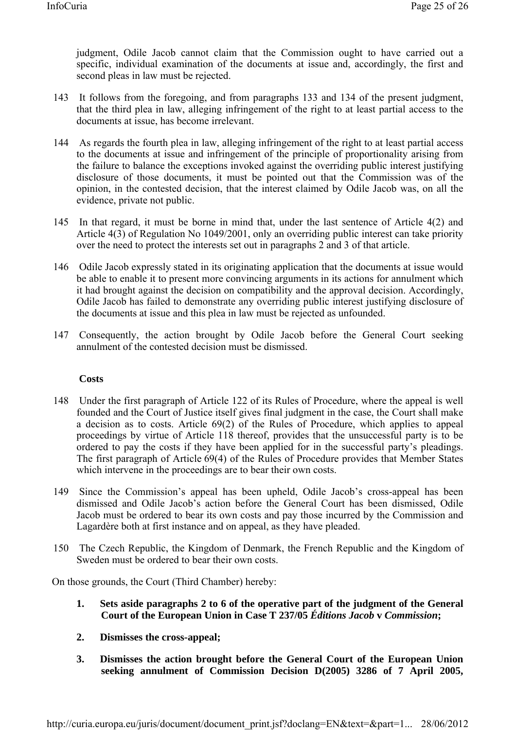judgment, Odile Jacob cannot claim that the Commission ought to have carried out a specific, individual examination of the documents at issue and, accordingly, the first and second pleas in law must be rejected.

143 It follows from the foregoing, and from paragraphs 133 and 134 of the present judgment, that the third plea in law, alleging infringement of the right to at least partial access to the documents at issue, has become irrelevant.

144 As regards the fourth plea in law, alleging infringement of the right to at least partial access to the documents at issue and infringement of the principle of proportionality arising from the failure to balance the exceptions invoked against the overriding public interest justifying disclosure of those documents, it must be pointed out that the Commission was of the opinion, in the contested decision, that the interest claimed by Odile Jacob was, on all the evidence, private not public.

145 In that regard, it must be borne in mind that, under the last sentence of Article 4(2) and Article 4(3) of Regulation No 1049/2001, only an overriding public interest can take priority over the need to protect the interests set out in paragraphs 2 and 3 of that article.

146 Odile Jacob expressly stated in its originating application that the documents at issue would be able to enable it to present more convincing arguments in its actions for annulment which it had brought against the decision on compatibility and the approval decision. Accordingly, Odile Jacob has failed to demonstrate any overriding public interest justifying disclosure of the documents at issue and this plea in law must be rejected as unfounded.

147 Consequently, the action brought by Odile Jacob before the General Court seeking annulment of the contested decision must be dismissed.

**Costs**

148 Under the first paragraph of Article 122 of its Rules of Procedure, where the appeal is well founded and the Court of Justice itself gives final judgment in the case, the Court shall make a decision as to costs. Article 69(2) of the Rules of Procedure, which applies to appeal proceedings by virtue of Article 118 thereof, provides that the unsuccessful party is to be ordered to pay the costs if they have been applied for in the successful party's pleadings. The first paragraph of Article 69(4) of the Rules of Procedure provides that Member States which intervene in the proceedings are to bear their own costs.

149 Since the Commission's appeal has been upheld, Odile Jacob's cross-appeal has been dismissed and Odile Jacob's action before the General Court has been dismissed, Odile Jacob must be ordered to bear its own costs and pay those incurred by the Commission and Lagardère both at first instance and on appeal, as they have pleaded.

150 The Czech Republic, the Kingdom of Denmark, the French Republic and the Kingdom of Sweden must be ordered to bear their own costs.

On those grounds, the Court (Third Chamber) hereby:

1. **Sets aside paragraphs 2 to 6 of the operative part of the judgment of the General Court of the European Union in Case T 237/05 *Éditions Jacob* v *Commission*;**

2. **Dismisses the cross-appeal;**

3. **Dismisses the action brought before the General Court of the European Union seeking annulment of Commission Decision D(2005) 3286 of 7 April 2005,**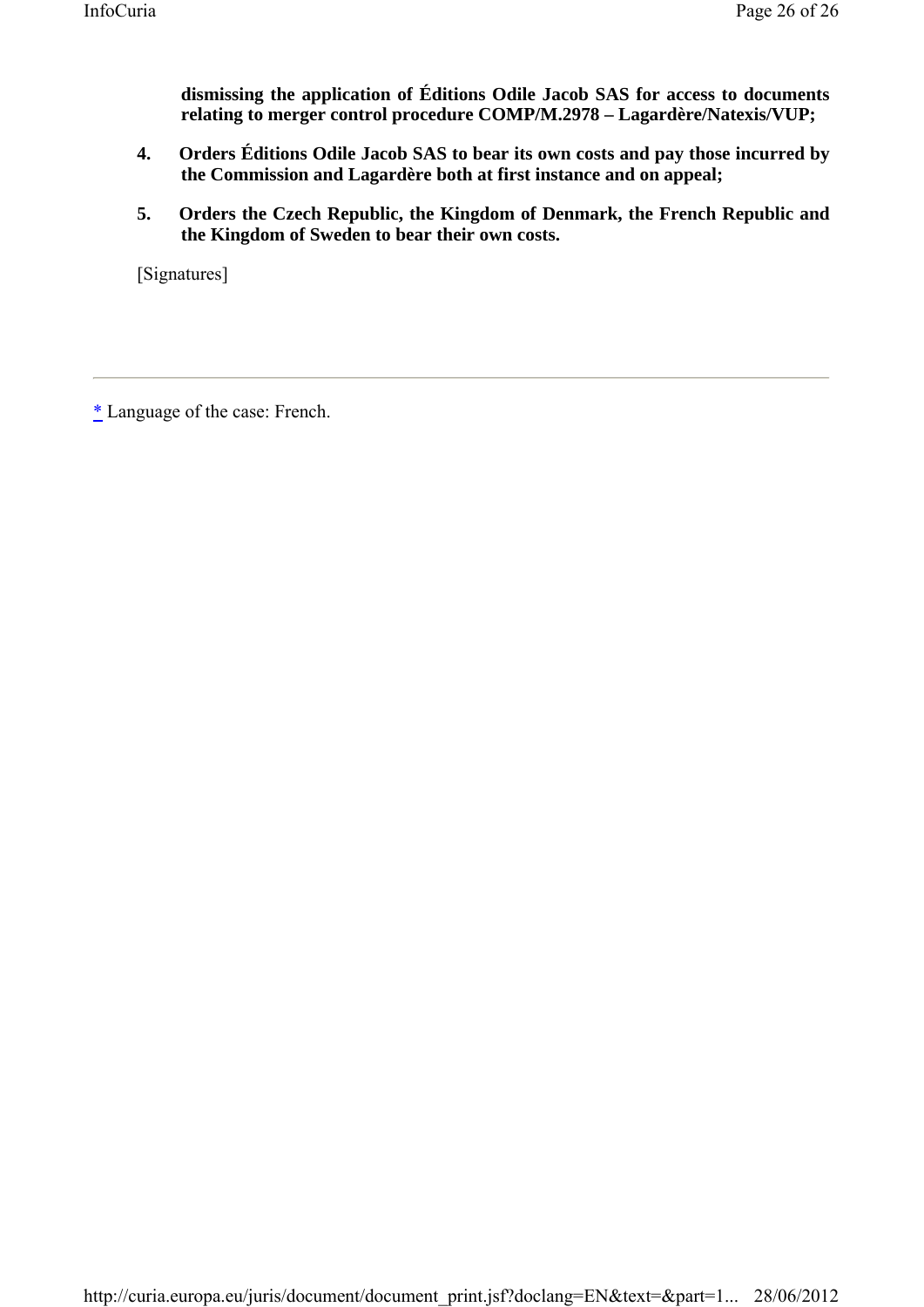**dismissing the application of Éditions Odile Jacob SAS for access to documents relating to merger control procedure COMP/M.2978 – Lagardère/Natexis/VUP;**

4. **Orders Éditions Odile Jacob SAS to bear its own costs and pay those incurred by the Commission and Lagardère both at first instance and on appeal;**

5. **Orders the Czech Republic, the Kingdom of Denmark, the French Republic and the Kingdom of Sweden to bear their own costs.**

[Signatures]

---

* Language of the case: French.